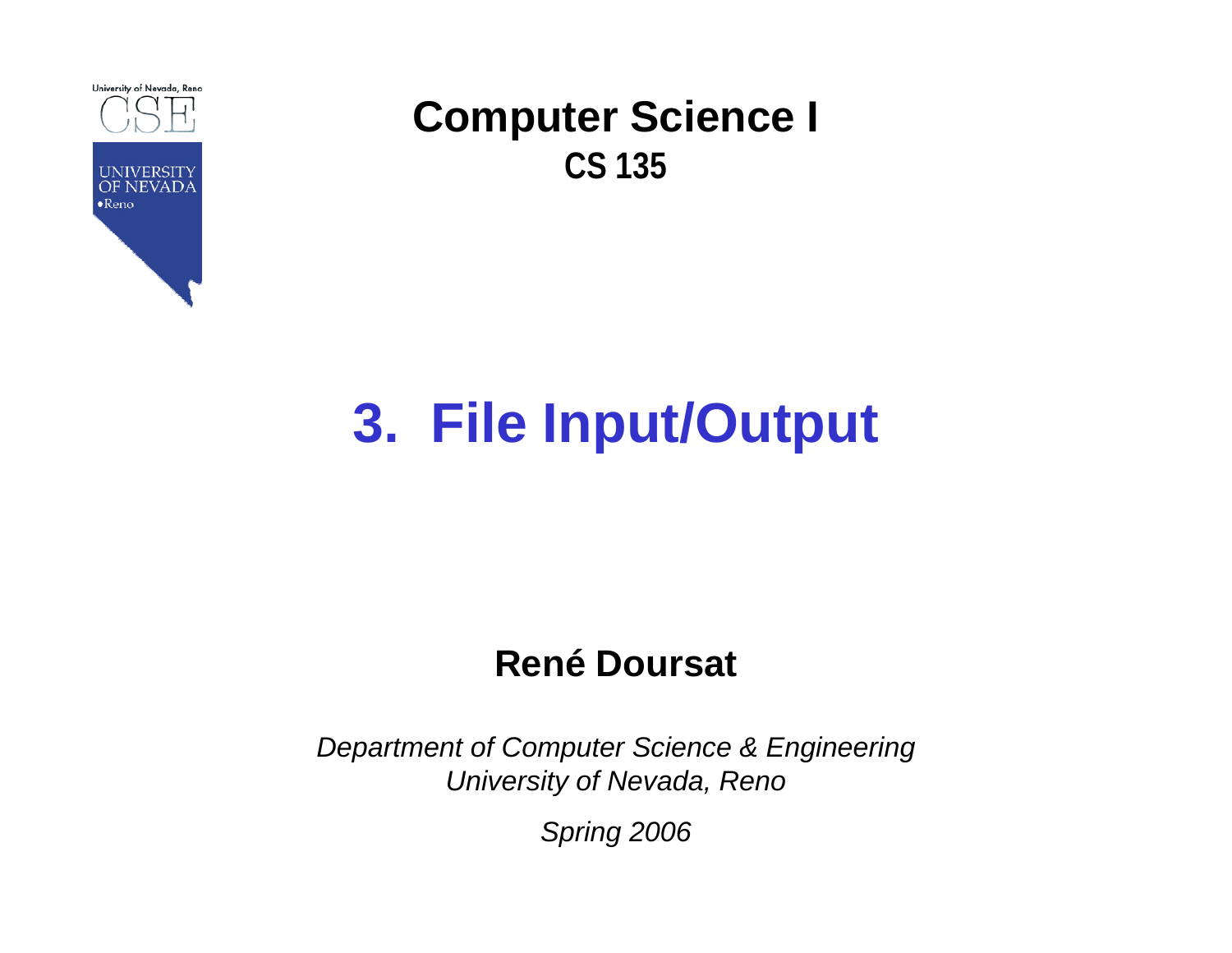**Computer Science I**
**CS 135**

# 3. File Input/Output

**René Doursat**

*Department of Computer Science & Engineering*
*University of Nevada, Reno*

*Spring 2006*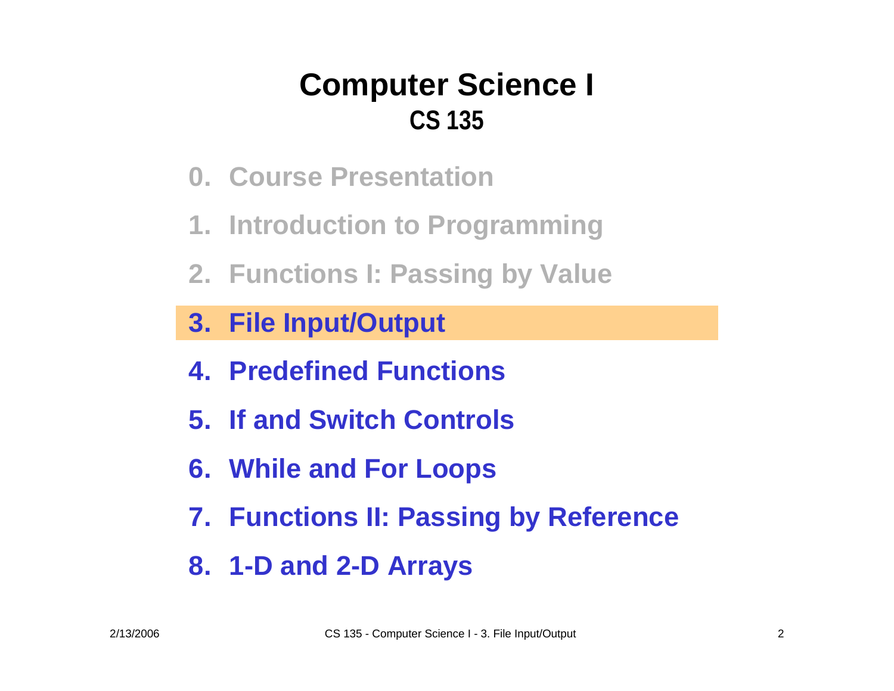# Computer Science I
## CS 135

0. Course Presentation
1. Introduction to Programming
2. Functions I: Passing by Value
3. **File Input/Output**
4. Predefined Functions
5. If and Switch Controls
6. While and For Loops
7. Functions II: Passing by Reference
8. 1-D and 2-D Arrays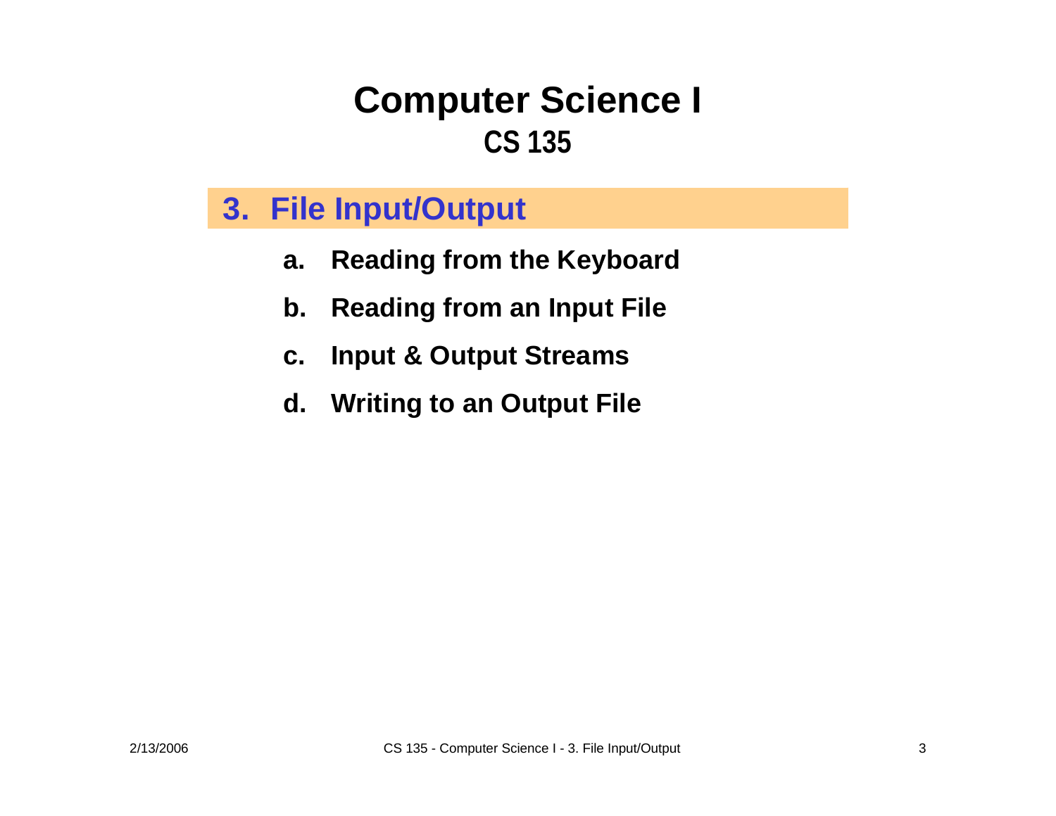# Computer Science I
## CS 135

## 3. File Input/Output

- a. Reading from the Keyboard
- b. Reading from an Input File
- c. Input & Output Streams
- d. Writing to an Output File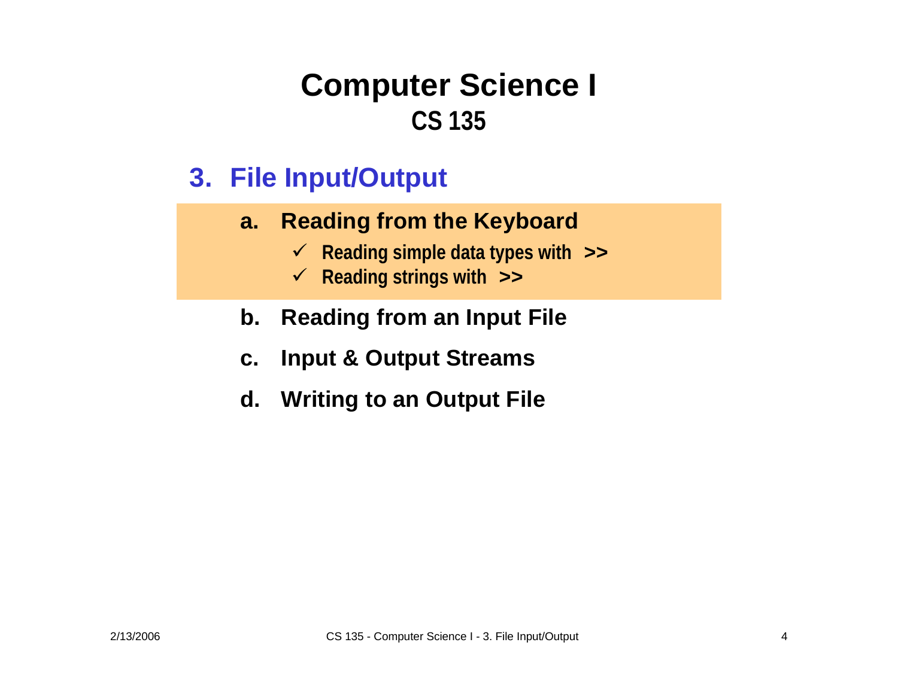# Computer Science I
## CS 135

### 3. File Input/Output

**a. Reading from the Keyboard**

- ✓ **Reading simple data types with >>**
- ✓ **Reading strings with >>**

**b. Reading from an Input File**

**c. Input & Output Streams**

**d. Writing to an Output File**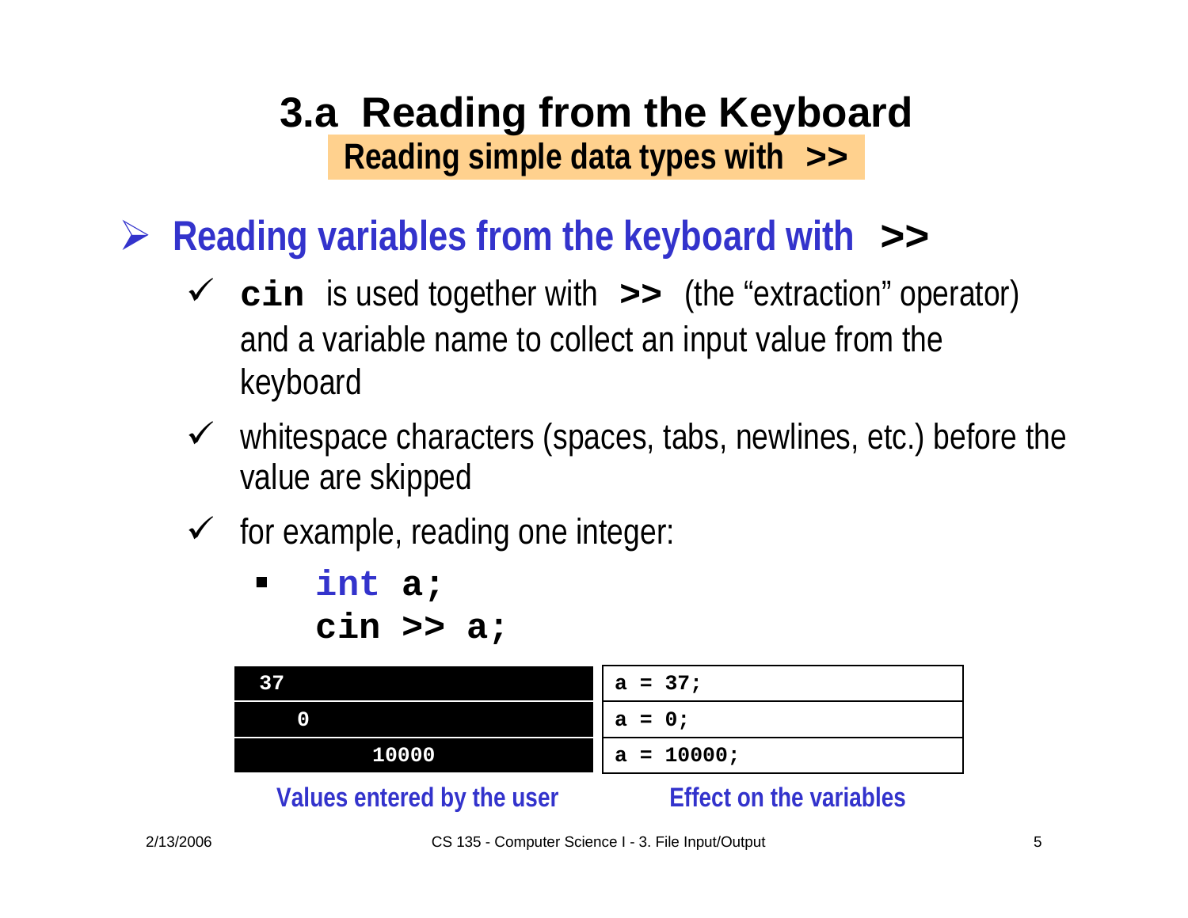# 3.a Reading from the Keyboard

## Reading simple data types with >>

- **Reading variables from the keyboard with >>**
  - **`cin`** is used together with **`>>`** (the "extraction" operator) and a variable name to collect an input value from the keyboard
  - whitespace characters (spaces, tabs, newlines, etc.) before the value are skipped
  - for example, reading one integer:

```
int a;
cin >> a;
```

| Values entered by the user | Effect on the variables |
|---|---|
| `37` | `a = 37;` |
| `   0` | `a = 0;` |
| `        10000` | `a = 10000;` |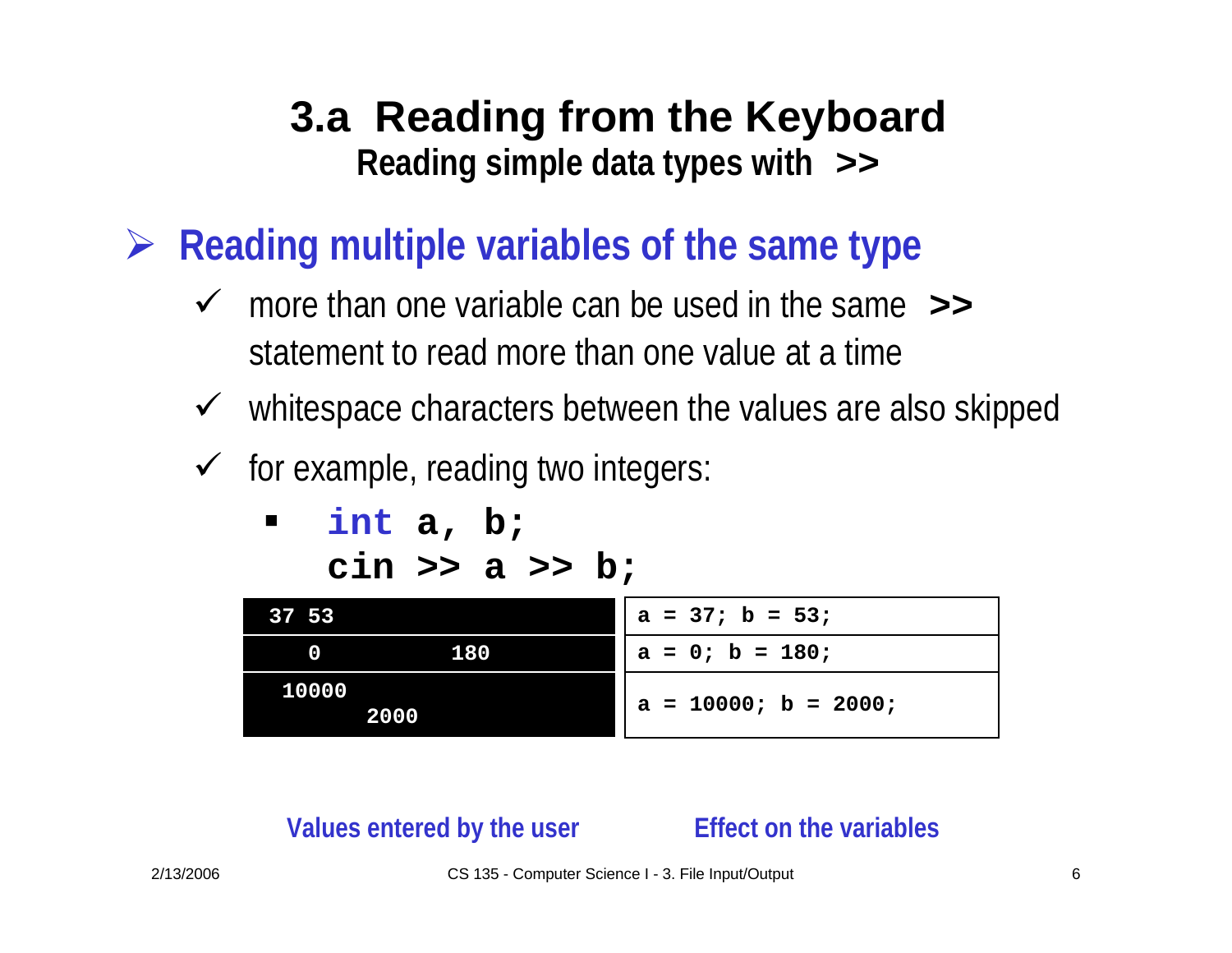# 3.a Reading from the Keyboard

## Reading simple data types with >>

## Reading multiple variables of the same type

- ✓ more than one variable can be used in the same **>>** statement to read more than one value at a time
- ✓ whitespace characters between the values are also skipped
- ✓ for example, reading two integers:

  ```
  int a, b;
  cin >> a >> b;
  ```

| Values entered by the user | Effect on the variables |
| --- | --- |
| `37 53` | `a = 37; b = 53;` |
| `0          180` | `a = 0; b = 180;` |
| `10000`<br>`      2000` | `a = 10000; b = 2000;` |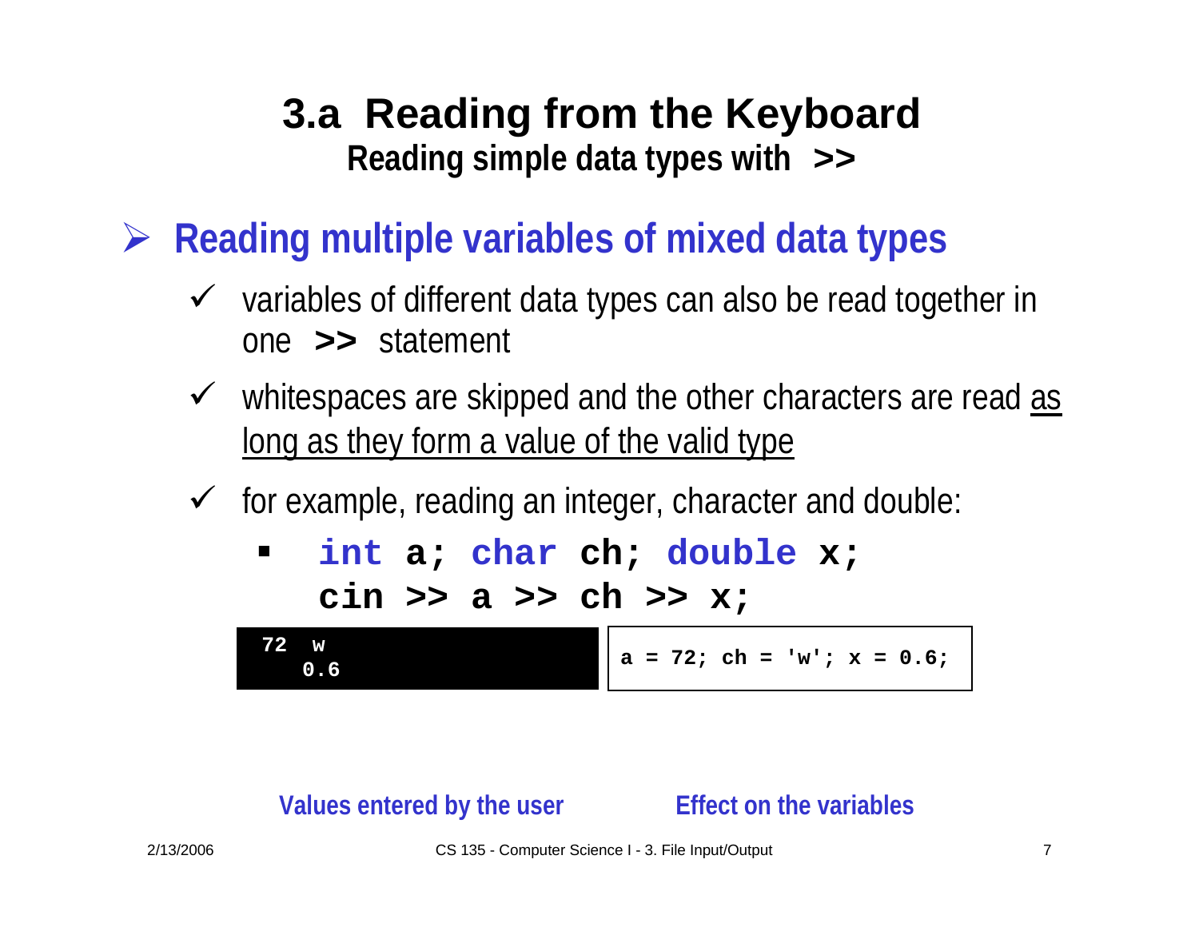# 3.a Reading from the Keyboard

## Reading simple data types with >>

## Reading multiple variables of mixed data types

- variables of different data types can also be read together in one **>>** statement
- whitespaces are skipped and the other characters are read as long as they form a value of the valid type
- for example, reading an integer, character and double:
  - ```
    int a; char ch; double x;
    cin >> a >> ch >> x;
    ```

```
72  w
   0.6
```

```
a = 72; ch = 'w'; x = 0.6;
```

**Values entered by the user** | **Effect on the variables**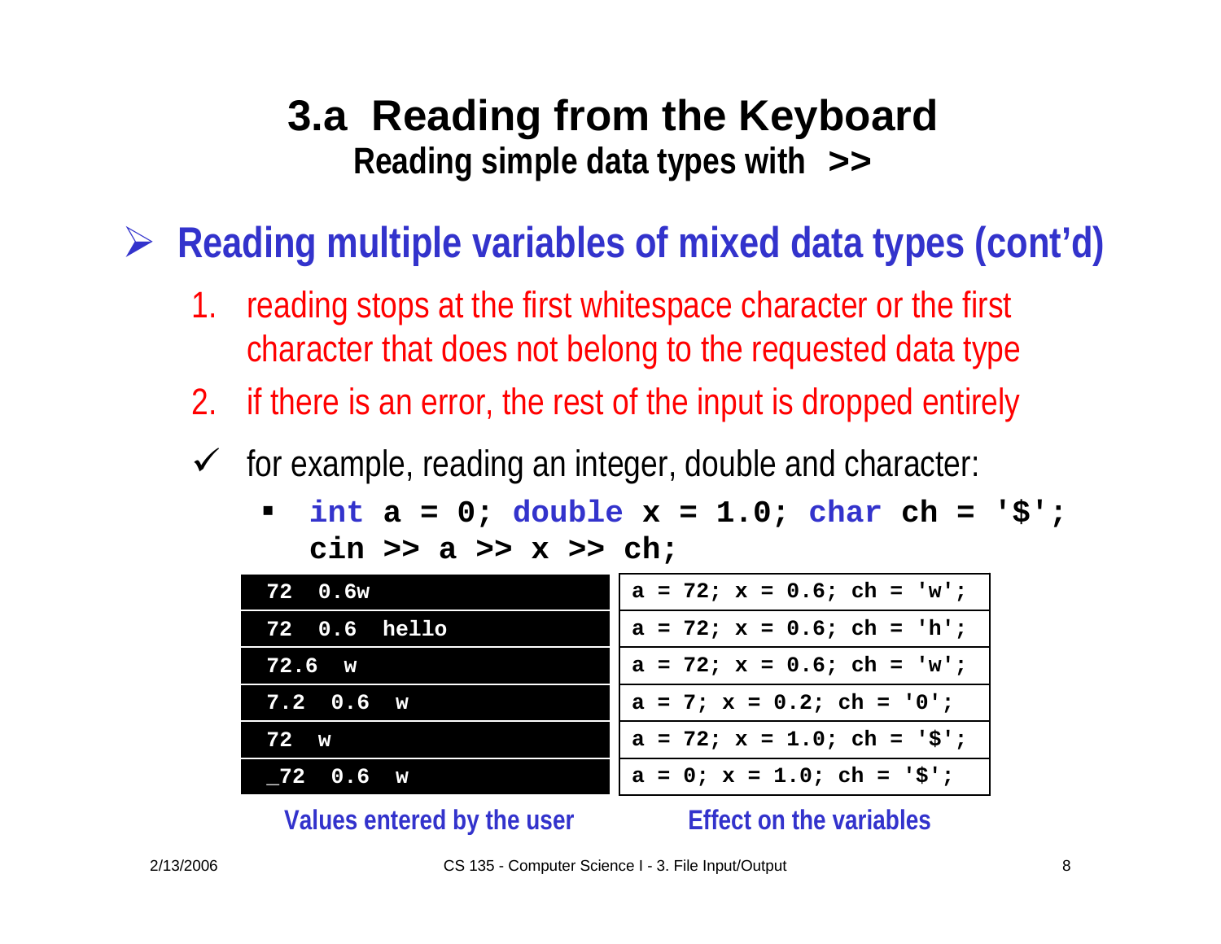# 3.a Reading from the Keyboard

## Reading simple data types with >>

- **Reading multiple variables of mixed data types (cont'd)**

  1. reading stops at the first whitespace character or the first character that does not belong to the requested data type
  2. if there is an error, the rest of the input is dropped entirely

  ✓ for example, reading an integer, double and character:

  - ```
    int a = 0; double x = 1.0; char ch = '$';
    cin >> a >> x >> ch;
    ```

| Values entered by the user | Effect on the variables |
|---|---|
| `72  0.6w` | `a = 72; x = 0.6; ch = 'w';` |
| `72  0.6  hello` | `a = 72; x = 0.6; ch = 'h';` |
| `72.6  w` | `a = 72; x = 0.6; ch = 'w';` |
| `7.2  0.6  w` | `a = 7; x = 0.2; ch = '0';` |
| `72  w` | `a = 72; x = 1.0; ch = '$';` |
| `_72  0.6  w` | `a = 0; x = 1.0; ch = '$';` |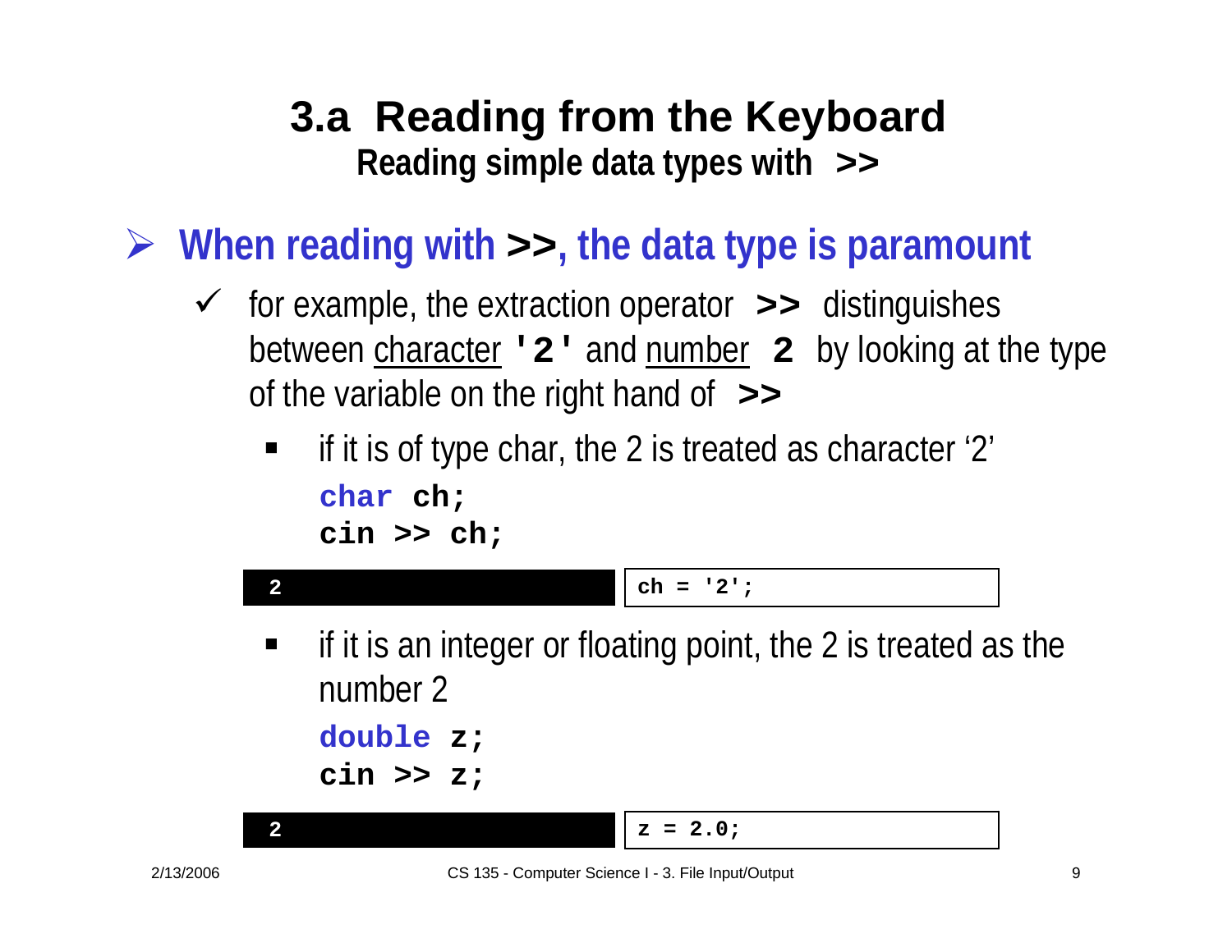# 3.a Reading from the Keyboard

## Reading simple data types with >>

- **When reading with >>, the data type is paramount**
  - for example, the extraction operator **>>** distinguishes between character **'2'** and number **2** by looking at the type of the variable on the right hand of **>>**
    - if it is of type char, the 2 is treated as character '2'

```
char ch;
cin >> ch;
```

| Input | Result |
|---|---|
| 2 | `ch = '2';` |

    - if it is an integer or floating point, the 2 is treated as the number 2

```
double z;
cin >> z;
```

| Input | Result |
|---|---|
| 2 | `z = 2.0;` |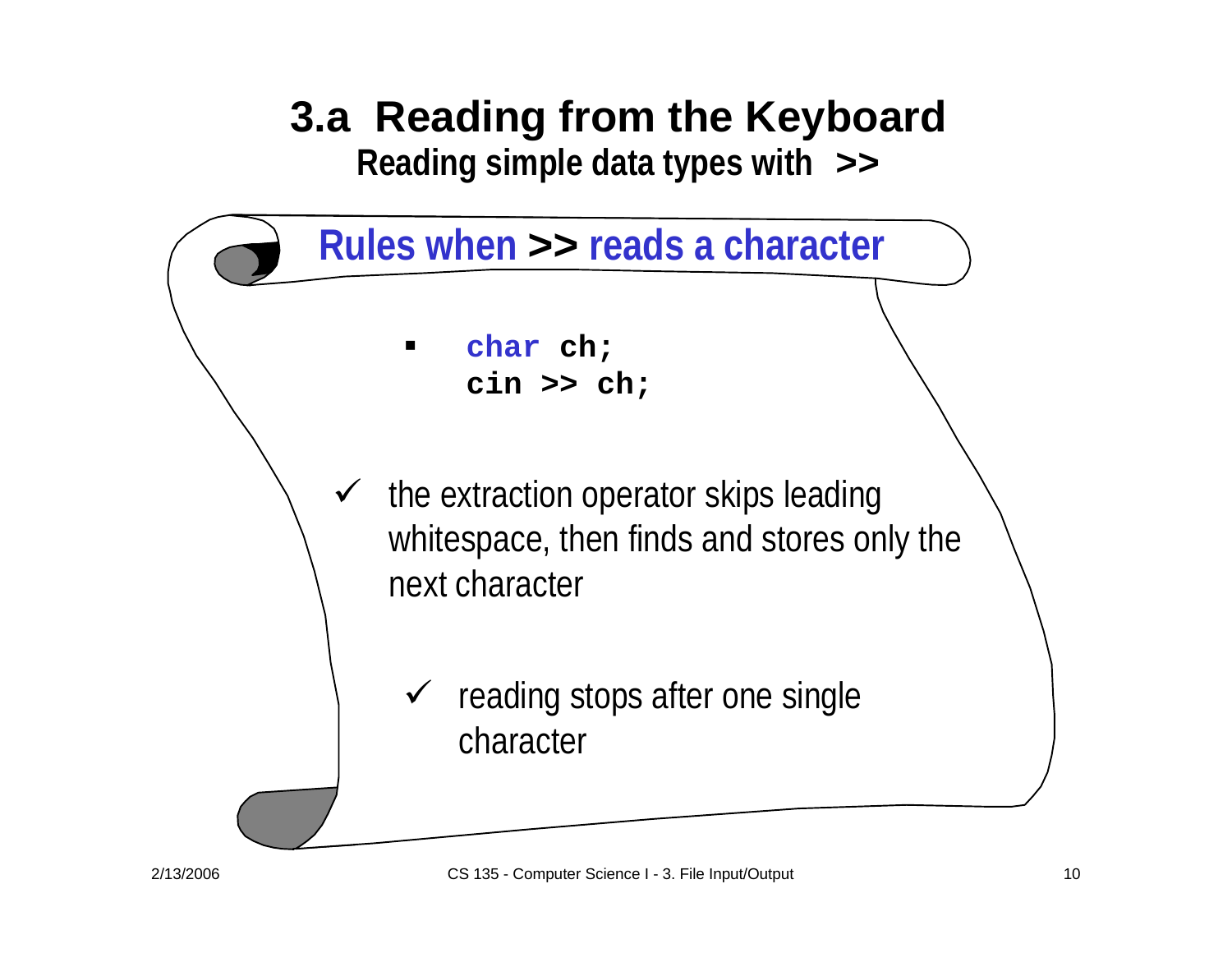# 3.a Reading from the Keyboard

## Reading simple data types with >>

### Rules when >> reads a character

- ```
  char ch;
  cin >> ch;
  ```

- ✓ the extraction operator skips leading whitespace, then finds and stores only the next character

  - ✓ reading stops after one single character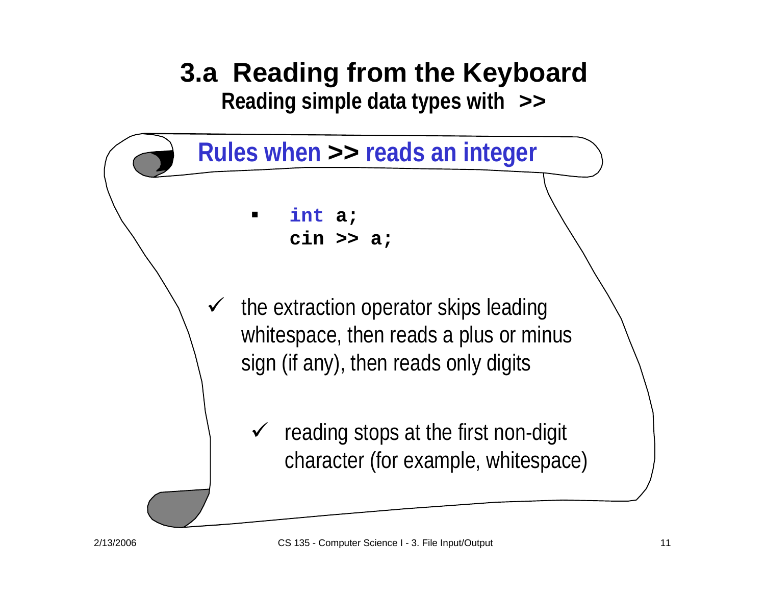# 3.a Reading from the Keyboard

## Reading simple data types with >>

### Rules when >> reads an integer

- ```
  int a;
  cin >> a;
  ```

- ✓ the extraction operator skips leading whitespace, then reads a plus or minus sign (if any), then reads only digits

  - ✓ reading stops at the first non-digit character (for example, whitespace)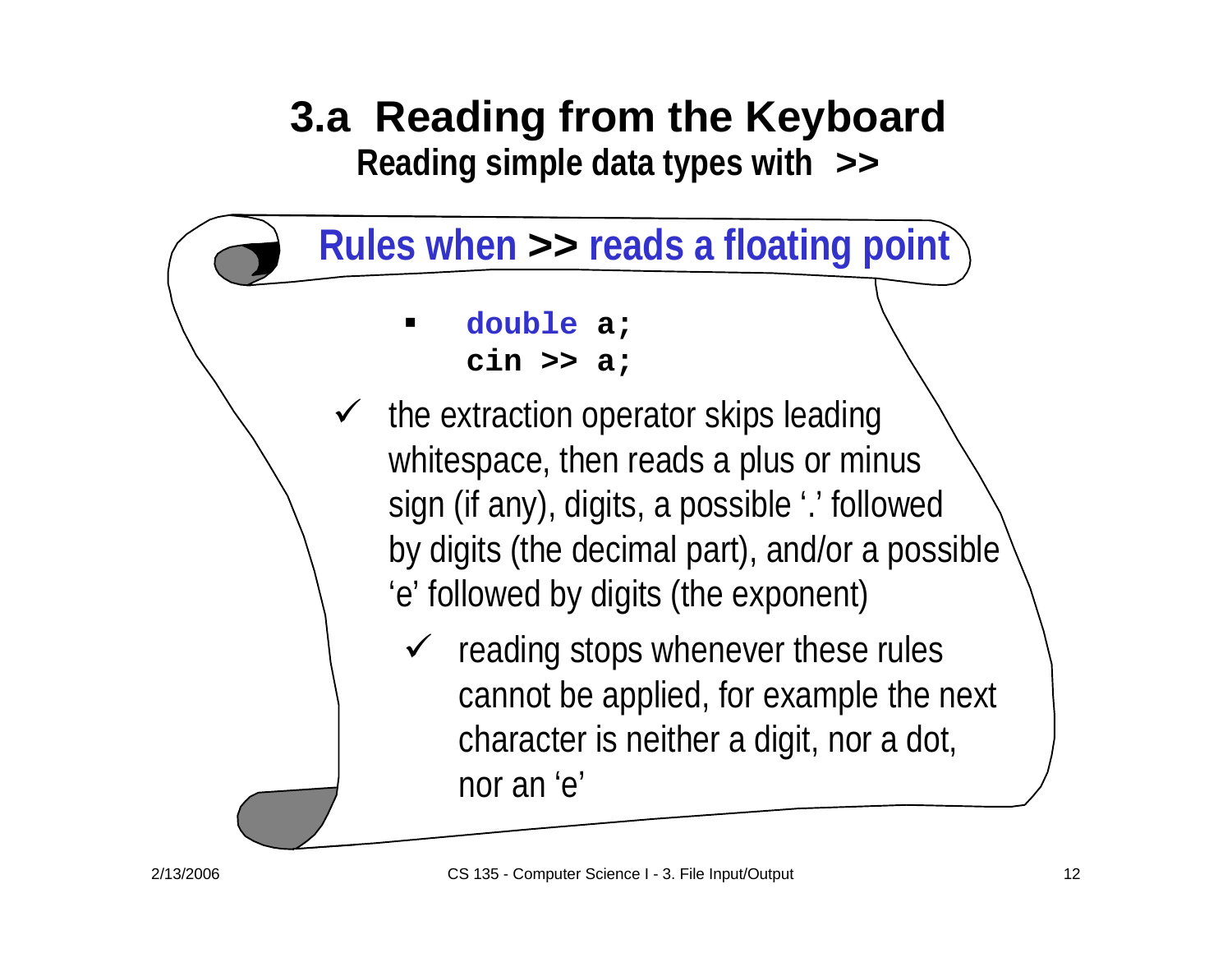# 3.a Reading from the Keyboard

## Reading simple data types with >>

### Rules when >> reads a floating point

```
double a;
cin >> a;
```

- ✓ the extraction operator skips leading whitespace, then reads a plus or minus sign (if any), digits, a possible '.' followed by digits (the decimal part), and/or a possible 'e' followed by digits (the exponent)
  - ✓ reading stops whenever these rules cannot be applied, for example the next character is neither a digit, nor a dot, nor an 'e'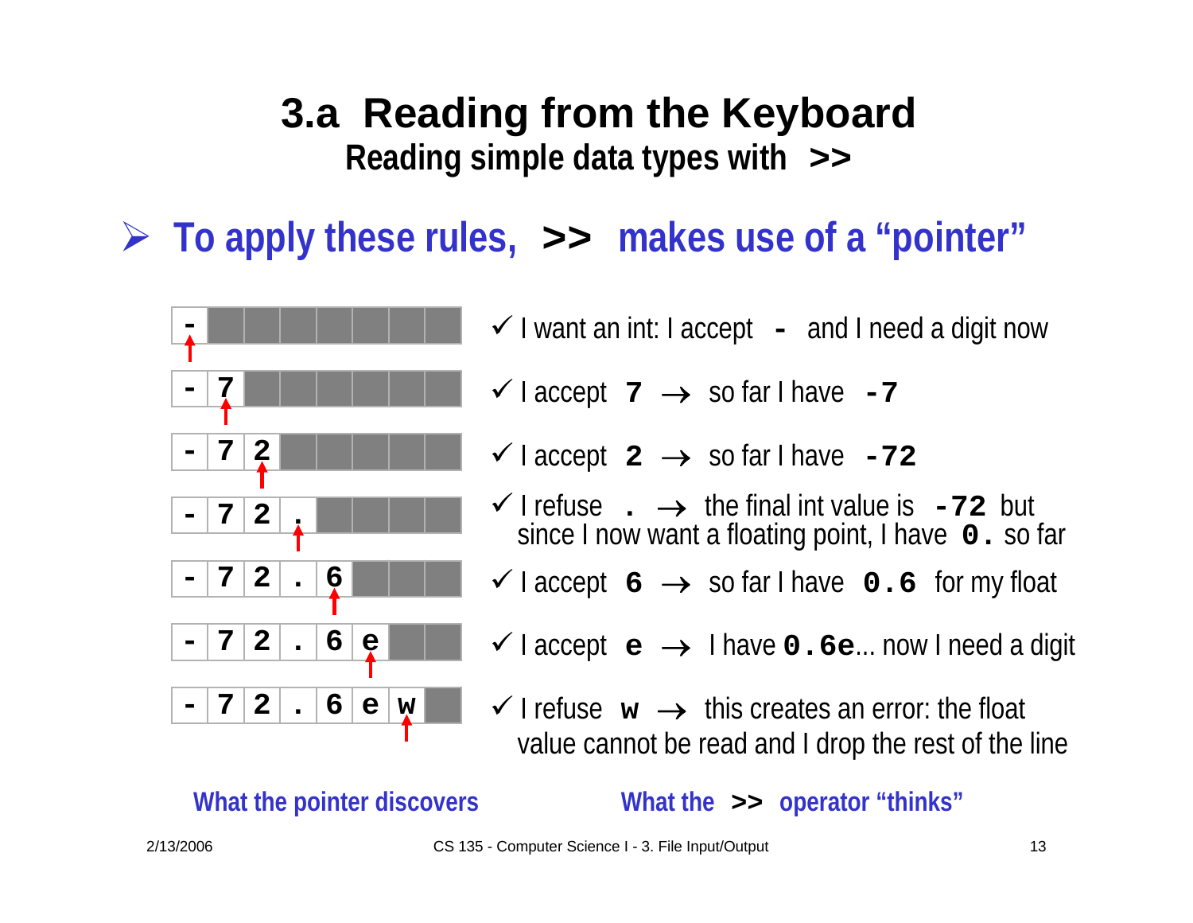# 3.a Reading from the Keyboard

## Reading simple data types with `>>`

➢ **To apply these rules, `>>` makes use of a "pointer"**

| What the pointer discovers | What the `>>` operator "thinks" |
|---|---|
| `-` | ✓ I want an int: I accept `-` and I need a digit now |
| `- 7` | ✓ I accept `7` → so far I have `-7` |
| `- 7 2` | ✓ I accept `2` → so far I have `-72` |
| `- 7 2 .` | ✓ I refuse `.` → the final int value is `-72` but since I now want a floating point, I have `0.` so far |
| `- 7 2 . 6` | ✓ I accept `6` → so far I have `0.6` for my float |
| `- 7 2 . 6 e` | ✓ I accept `e` → I have `0.6e`... now I need a digit |
| `- 7 2 . 6 e w` | ✓ I refuse `w` → this creates an error: the float value cannot be read and I drop the rest of the line |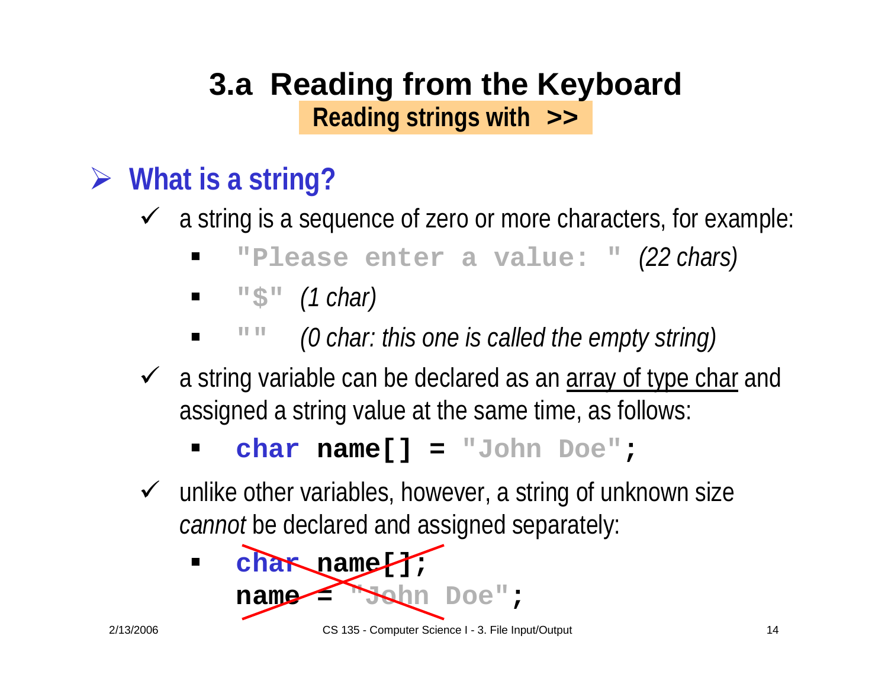# 3.a Reading from the Keyboard

## Reading strings with >>

## What is a string?

- a string is a sequence of zero or more characters, for example:
  - `"Please enter a value: "` *(22 chars)*
  - `"$"` *(1 char)*
  - `""` *(0 char: this one is called the empty string)*
- a string variable can be declared as an <u>array of type char</u> and assigned a string value at the same time, as follows:
  - ```
    char name[] = "John Doe";
    ```
- unlike other variables, however, a string of unknown size *cannot* be declared and assigned separately:
  - ```
    char name[];
    name = "John Doe";
    ```
    (crossed out)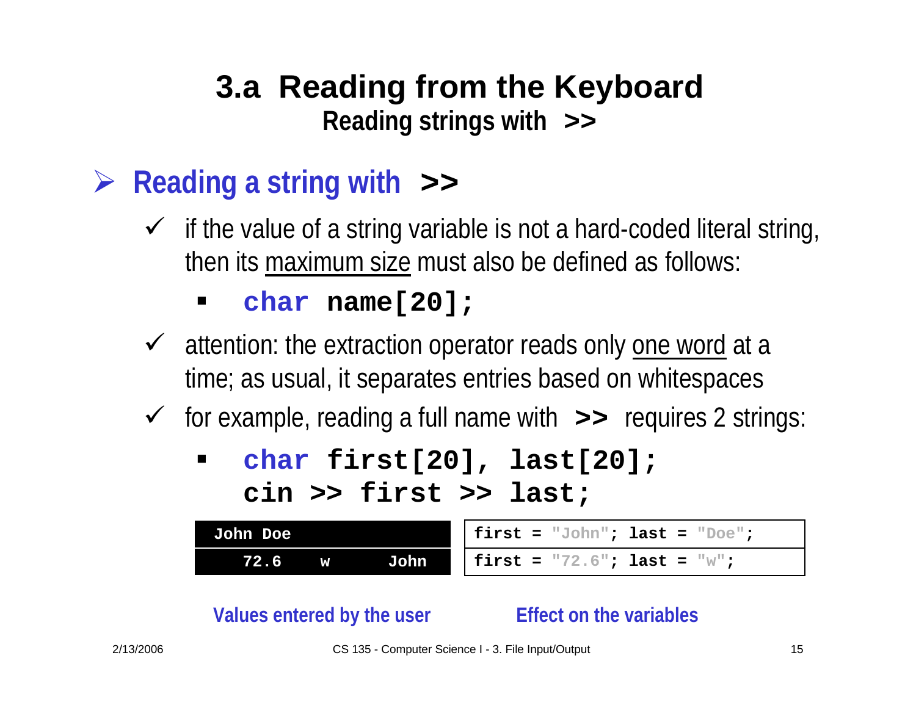# 3.a Reading from the Keyboard

## Reading strings with >>

### Reading a string with >>

- if the value of a string variable is not a hard-coded literal string, then its maximum size must also be defined as follows:
  - `char name[20];`
- attention: the extraction operator reads only one word at a time; as usual, it separates entries based on whitespaces
- for example, reading a full name with `>>` requires 2 strings:
  - ```
    char first[20], last[20];
    cin >> first >> last;
    ```

| Values entered by the user | Effect on the variables |
|---|---|
| `John Doe` | `first = "John"; last = "Doe";` |
| `72.6     w     John` | `first = "72.6"; last = "w";` |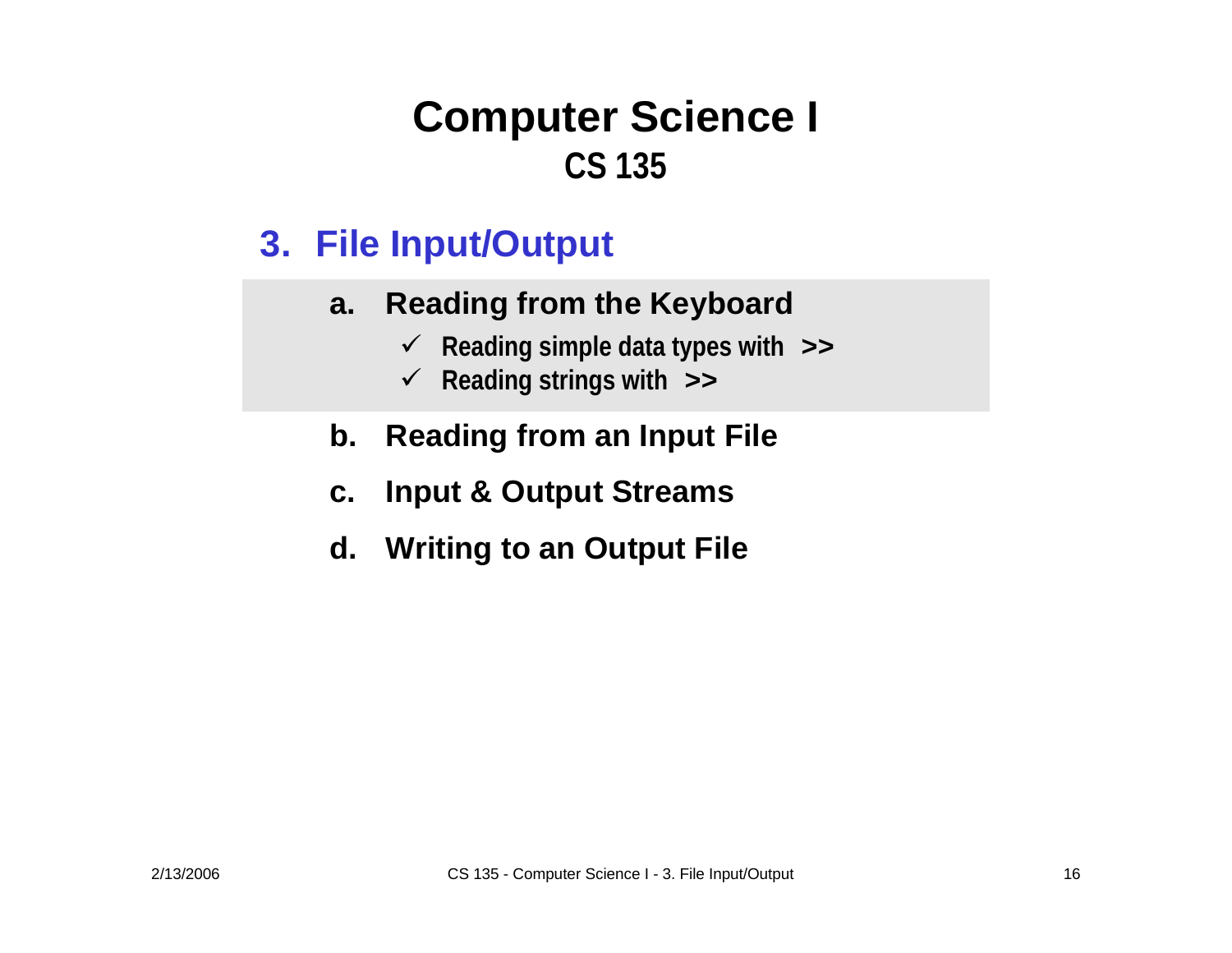# Computer Science I
## CS 135

### 3. File Input/Output

a. **Reading from the Keyboard**
   - ✓ Reading simple data types with **>>**
   - ✓ Reading strings with **>>**

b. **Reading from an Input File**

c. **Input & Output Streams**

d. **Writing to an Output File**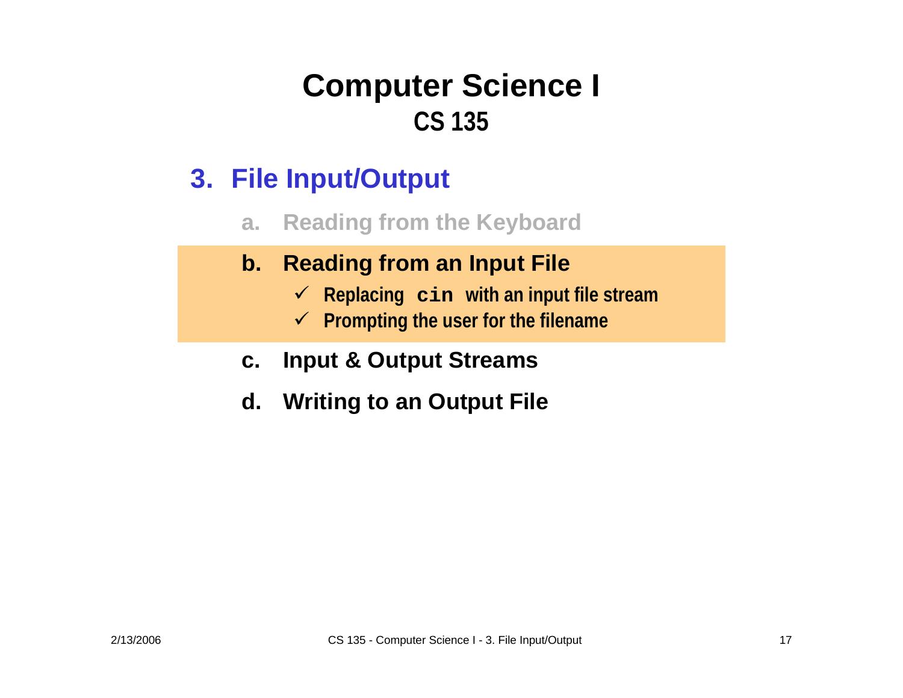# Computer Science I

## CS 135

## 3. File Input/Output

a. Reading from the Keyboard

b. **Reading from an Input File**
   - ✓ **Replacing `cin` with an input file stream**
   - ✓ **Prompting the user for the filename**

c. **Input & Output Streams**

d. **Writing to an Output File**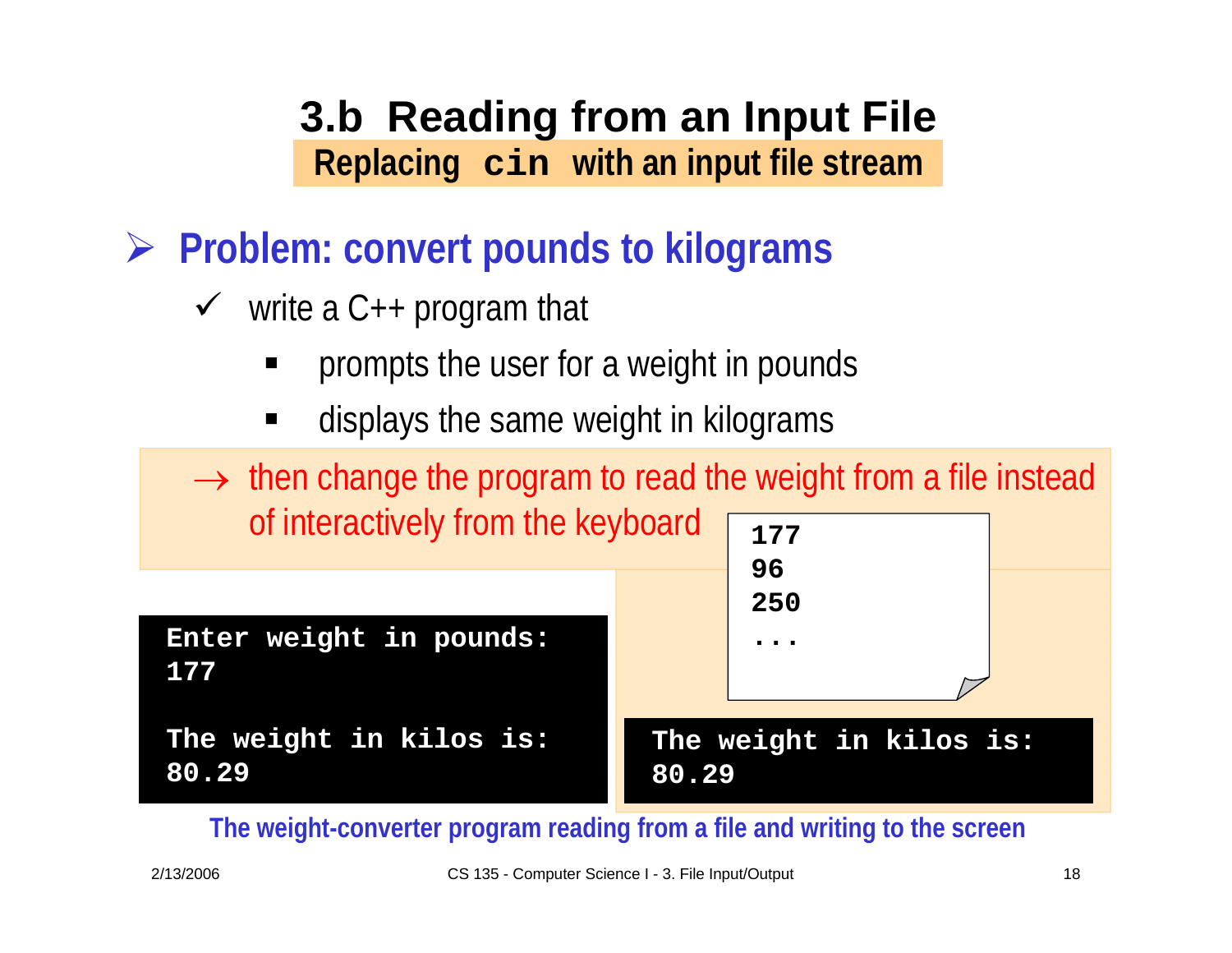# 3.b Reading from an Input File

## Replacing `cin` with an input file stream

- **Problem: convert pounds to kilograms**
  - ✓ write a C++ program that
    - prompts the user for a weight in pounds
    - displays the same weight in kilograms

→ then change the program to read the weight from a file instead of interactively from the keyboard

```
177
96
250
...
```

```
Enter weight in pounds:
177

The weight in kilos is:
80.29
```

```
The weight in kilos is:
80.29
```

**The weight-converter program reading from a file and writing to the screen**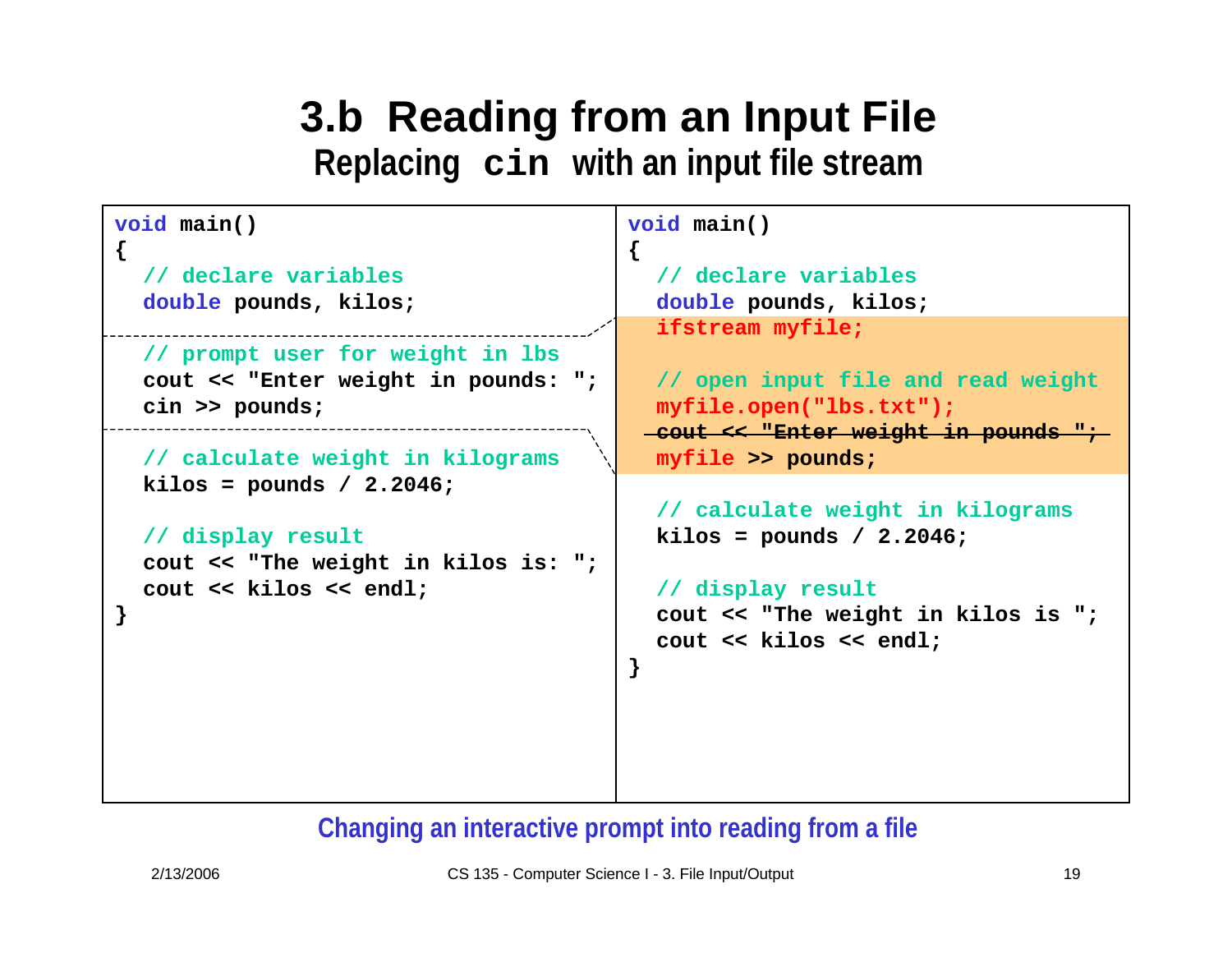# 3.b Reading from an Input File

## Replacing `cin` with an input file stream

```
void main()
{
  // declare variables
  double pounds, kilos;

  // prompt user for weight in lbs
  cout << "Enter weight in pounds: ";
  cin >> pounds;

  // calculate weight in kilograms
  kilos = pounds / 2.2046;

  // display result
  cout << "The weight in kilos is: ";
  cout << kilos << endl;
}
```

```
void main()
{
  // declare variables
  double pounds, kilos;
  ifstream myfile;

  // open input file and read weight
  myfile.open("lbs.txt");
  cout << "Enter weight in pounds ";   (struck out)
  myfile >> pounds;

  // calculate weight in kilograms
  kilos = pounds / 2.2046;

  // display result
  cout << "The weight in kilos is ";
  cout << kilos << endl;
}
```

Changing an interactive prompt into reading from a file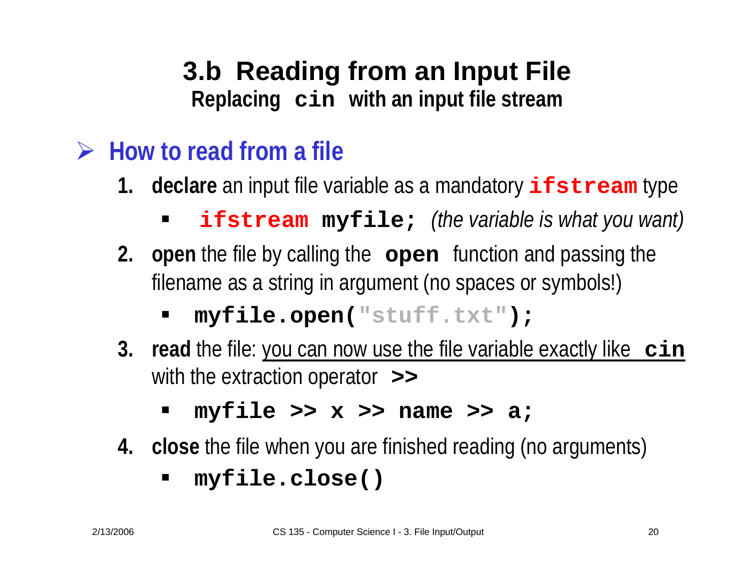# 3.b Reading from an Input File

## Replacing `cin` with an input file stream

- **How to read from a file**
  1. **declare** an input file variable as a mandatory `ifstream` type
     - `ifstream myfile;` *(the variable is what you want)*
  2. **open** the file by calling the `open` function and passing the filename as a string in argument (no spaces or symbols!)
     - `myfile.open("stuff.txt");`
  3. **read** the file: you can now use the file variable exactly like `cin` with the extraction operator `>>`
     - `myfile >> x >> name >> a;`
  4. **close** the file when you are finished reading (no arguments)
     - `myfile.close()`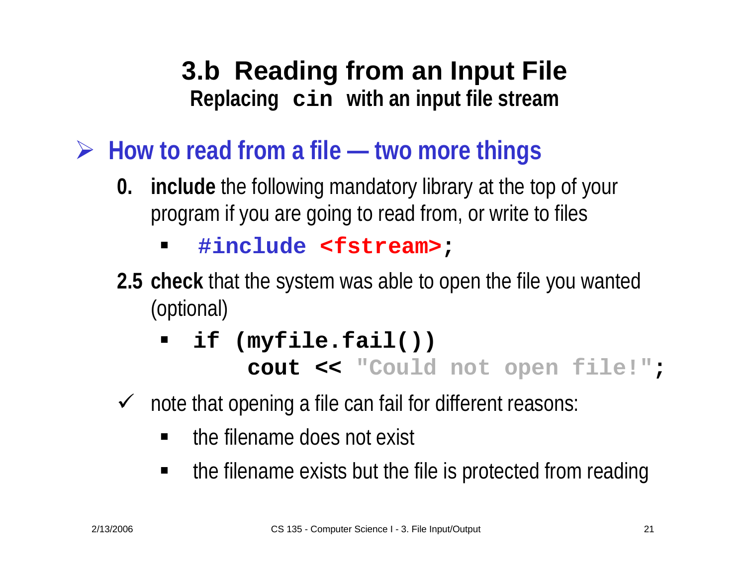# 3.b Reading from an Input File

## Replacing `cin` with an input file stream

- **How to read from a file — two more things**

  **0. include** the following mandatory library at the top of your program if you are going to read from, or write to files

  ```
  #include <fstream>;
  ```

  **2.5 check** that the system was able to open the file you wanted (optional)

  ```
  if (myfile.fail())
          cout << "Could not open file!";
  ```

  ✓ note that opening a file can fail for different reasons:

  - the filename does not exist
  - the filename exists but the file is protected from reading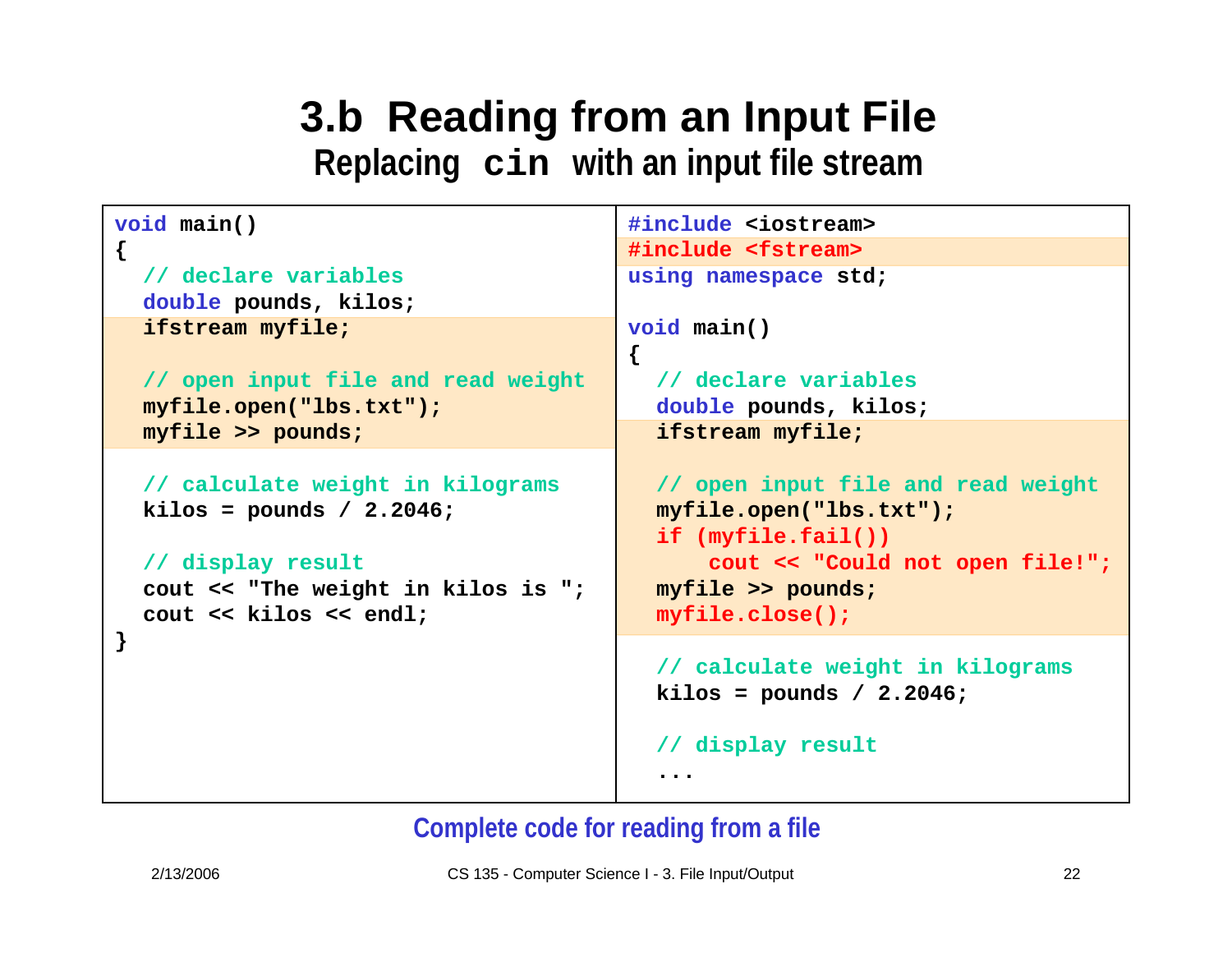# 3.b Reading from an Input File

## Replacing `cin` with an input file stream

```
void main()
{
  // declare variables
  double pounds, kilos;
  ifstream myfile;

  // open input file and read weight
  myfile.open("lbs.txt");
  myfile >> pounds;

  // calculate weight in kilograms
  kilos = pounds / 2.2046;

  // display result
  cout << "The weight in kilos is ";
  cout << kilos << endl;
}
```

```
#include <iostream>
#include <fstream>
using namespace std;

void main()
{
  // declare variables
  double pounds, kilos;
  ifstream myfile;

  // open input file and read weight
  myfile.open("lbs.txt");
  if (myfile.fail())
      cout << "Could not open file!";
  myfile >> pounds;
  myfile.close();

  // calculate weight in kilograms
  kilos = pounds / 2.2046;

  // display result
  ...
```

Complete code for reading from a file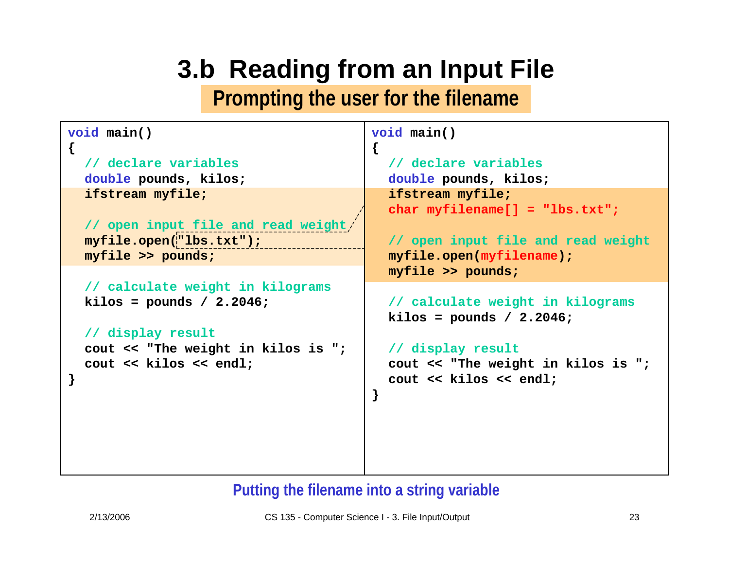# 3.b Reading from an Input File

## Prompting the user for the filename

```cpp
void main()
{
  // declare variables
  double pounds, kilos;
  ifstream myfile;

  // open input file and read weight
  myfile.open("lbs.txt");
  myfile >> pounds;

  // calculate weight in kilograms
  kilos = pounds / 2.2046;

  // display result
  cout << "The weight in kilos is ";
  cout << kilos << endl;
}
```

```cpp
void main()
{
  // declare variables
  double pounds, kilos;
  ifstream myfile;
  char myfilename[] = "lbs.txt";

  // open input file and read weight
  myfile.open(myfilename);
  myfile >> pounds;

  // calculate weight in kilograms
  kilos = pounds / 2.2046;

  // display result
  cout << "The weight in kilos is ";
  cout << kilos << endl;
}
```

Putting the filename into a string variable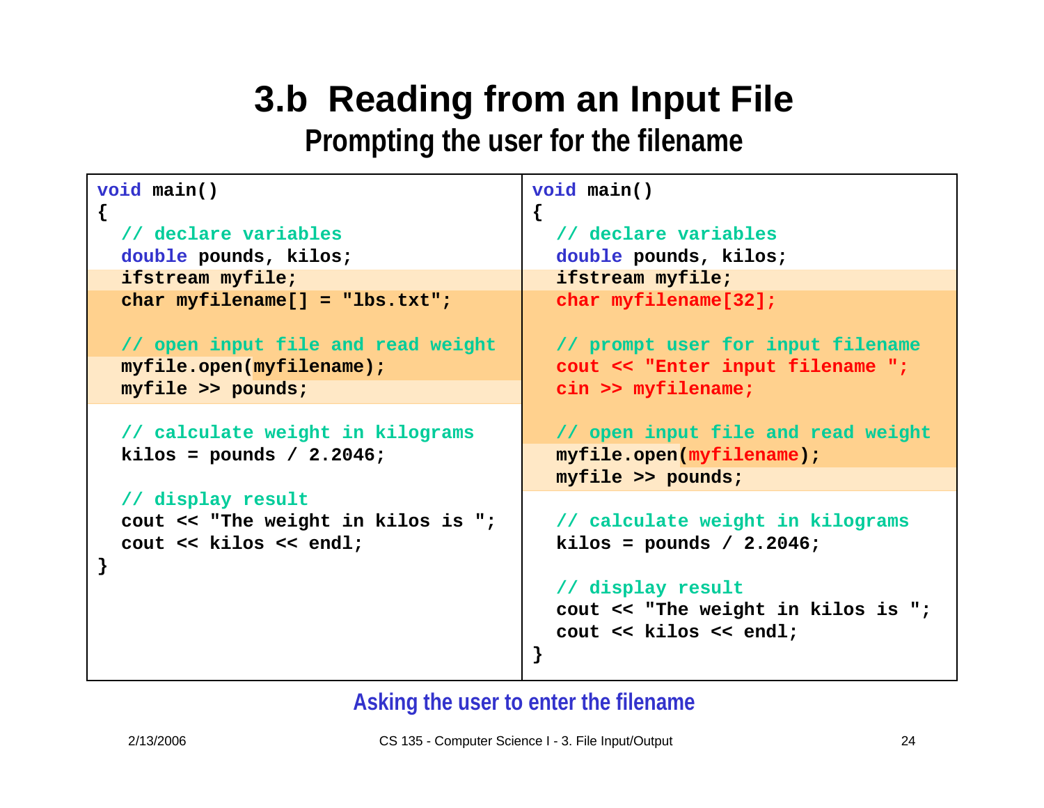# 3.b Reading from an Input File

## Prompting the user for the filename

```
void main()
{
  // declare variables
  double pounds, kilos;
  ifstream myfile;
  char myfilename[] = "lbs.txt";

  // open input file and read weight
  myfile.open(myfilename);
  myfile >> pounds;

  // calculate weight in kilograms
  kilos = pounds / 2.2046;

  // display result
  cout << "The weight in kilos is ";
  cout << kilos << endl;
}
```

```
void main()
{
  // declare variables
  double pounds, kilos;
  ifstream myfile;
  char myfilename[32];

  // prompt user for input filename
  cout << "Enter input filename ";
  cin >> myfilename;

  // open input file and read weight
  myfile.open(myfilename);
  myfile >> pounds;

  // calculate weight in kilograms
  kilos = pounds / 2.2046;

  // display result
  cout << "The weight in kilos is ";
  cout << kilos << endl;
}
```

Asking the user to enter the filename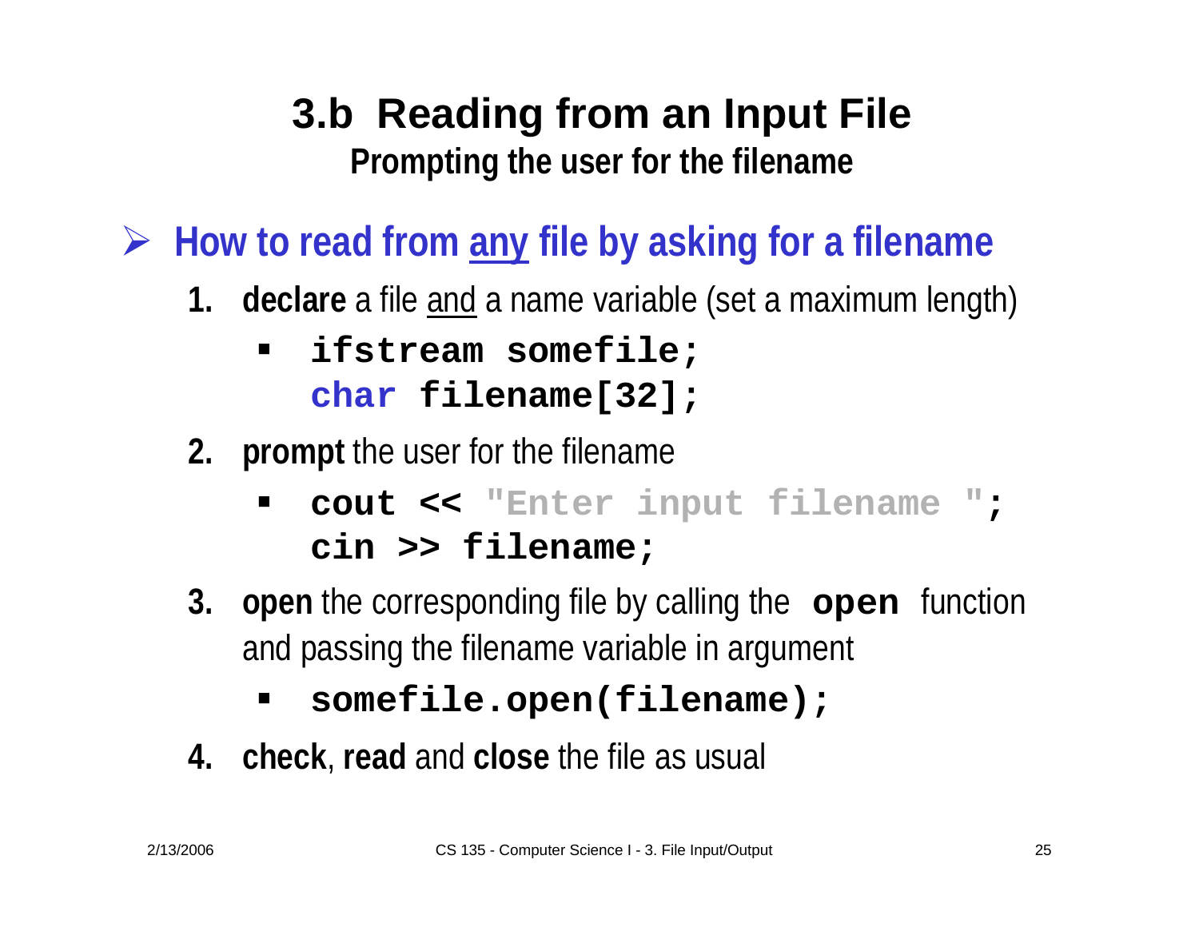# 3.b Reading from an Input File

## Prompting the user for the filename

- **How to read from any file by asking for a filename**

1. **declare** a file and a name variable (set a maximum length)

   ```
   ifstream somefile;
   char filename[32];
   ```

2. **prompt** the user for the filename

   ```
   cout << "Enter input filename ";
   cin >> filename;
   ```

3. **open** the corresponding file by calling the `open` function and passing the filename variable in argument

   ```
   somefile.open(filename);
   ```

4. **check**, **read** and **close** the file as usual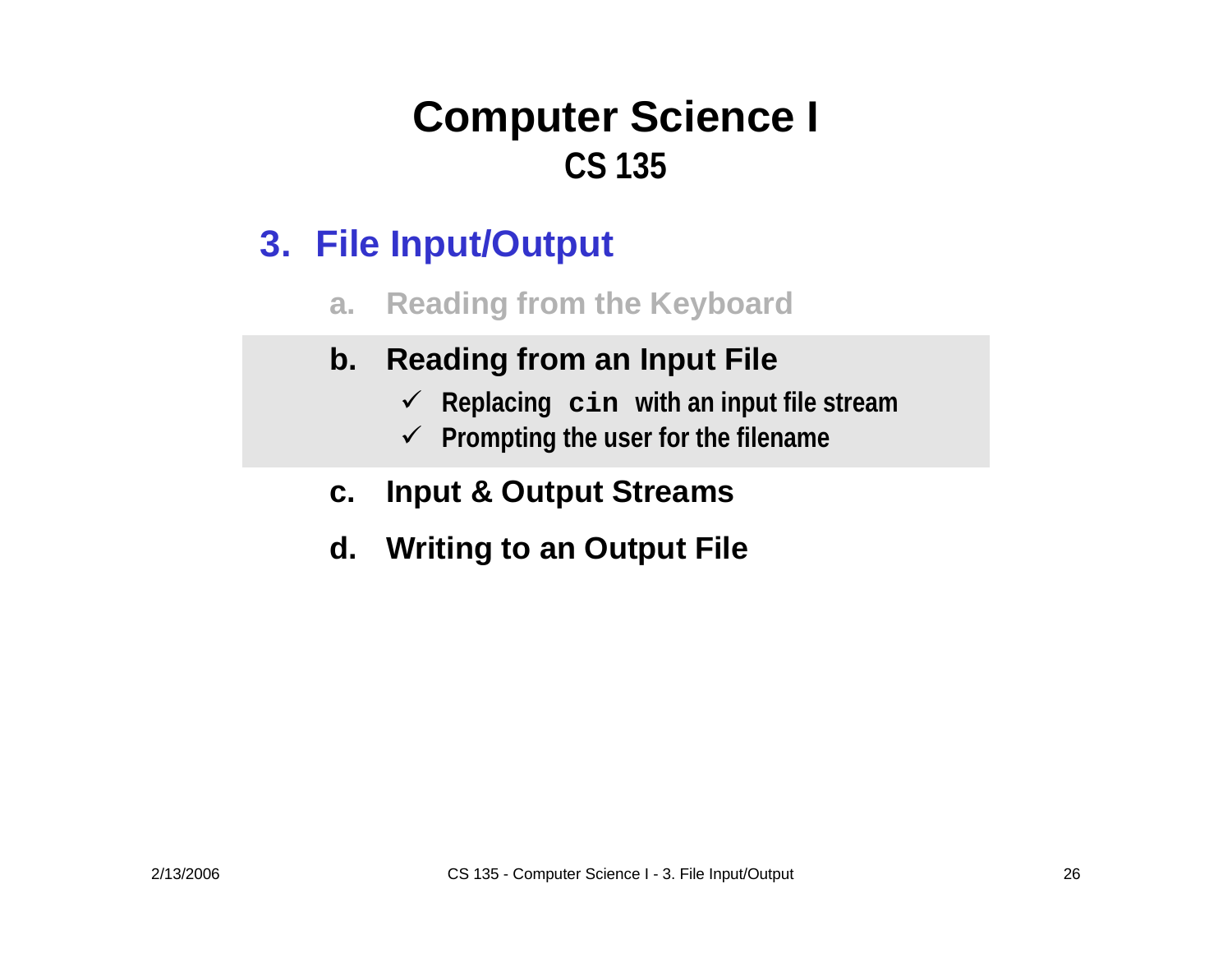# Computer Science I
## CS 135

### 3. File Input/Output

a. Reading from the Keyboard

b. **Reading from an Input File**
   - ✓ Replacing `cin` with an input file stream
   - ✓ Prompting the user for the filename

c. **Input & Output Streams**

d. **Writing to an Output File**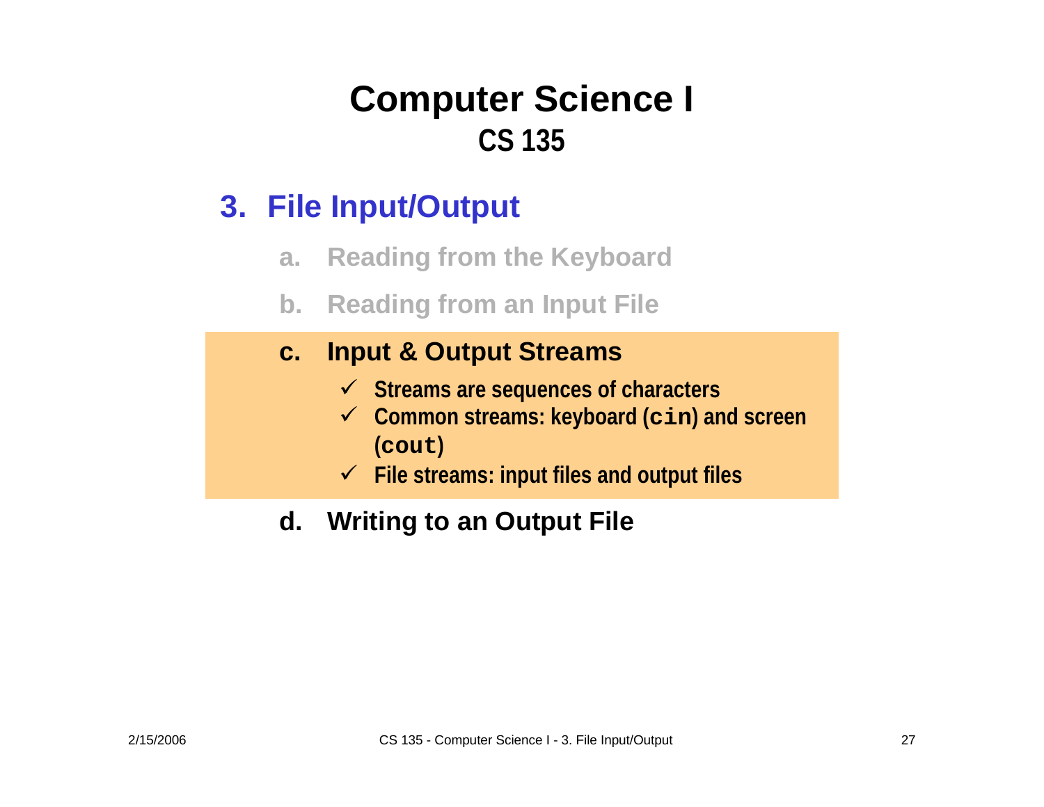# Computer Science I
## CS 135

### 3. File Input/Output

a. Reading from the Keyboard

b. Reading from an Input File

c. **Input & Output Streams**

- ✓ Streams are sequences of characters
- ✓ Common streams: keyboard (`cin`) and screen (`cout`)
- ✓ File streams: input files and output files

d. **Writing to an Output File**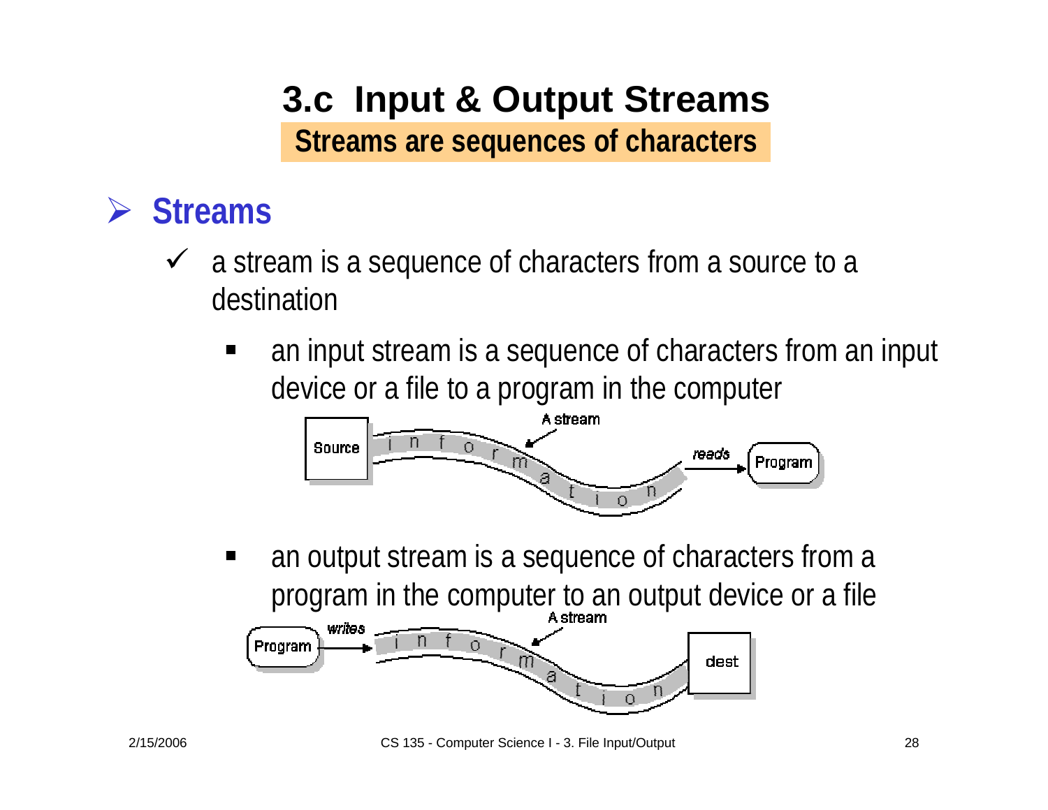# 3.c Input & Output Streams

## Streams are sequences of characters

- **Streams**
  - a stream is a sequence of characters from a source to a destination
    - an input stream is a sequence of characters from an input device or a file to a program in the computer
    - an output stream is a sequence of characters from a program in the computer to an output device or a file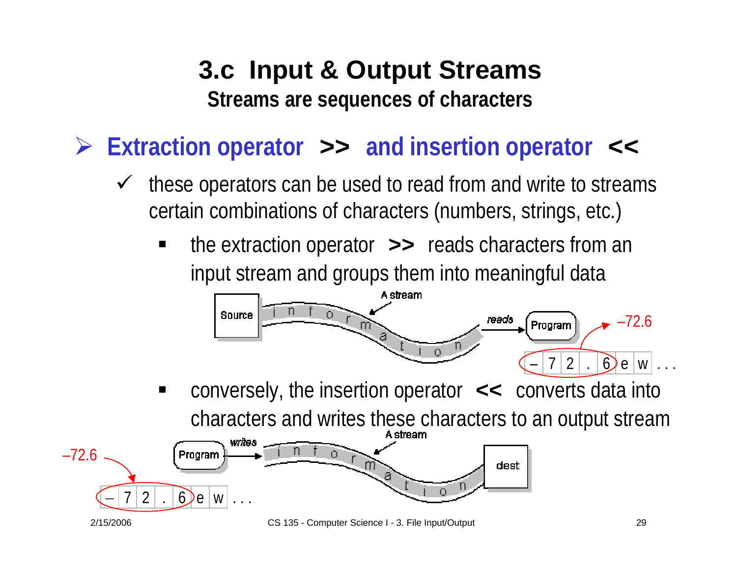# 3.c Input & Output Streams

## Streams are sequences of characters

- **Extraction operator >> and insertion operator <<**
  - these operators can be used to read from and write to streams certain combinations of characters (numbers, strings, etc.)
    - the extraction operator **>>** reads characters from an input stream and groups them into meaningful data
    - conversely, the insertion operator **<<** converts data into characters and writes these characters to an output stream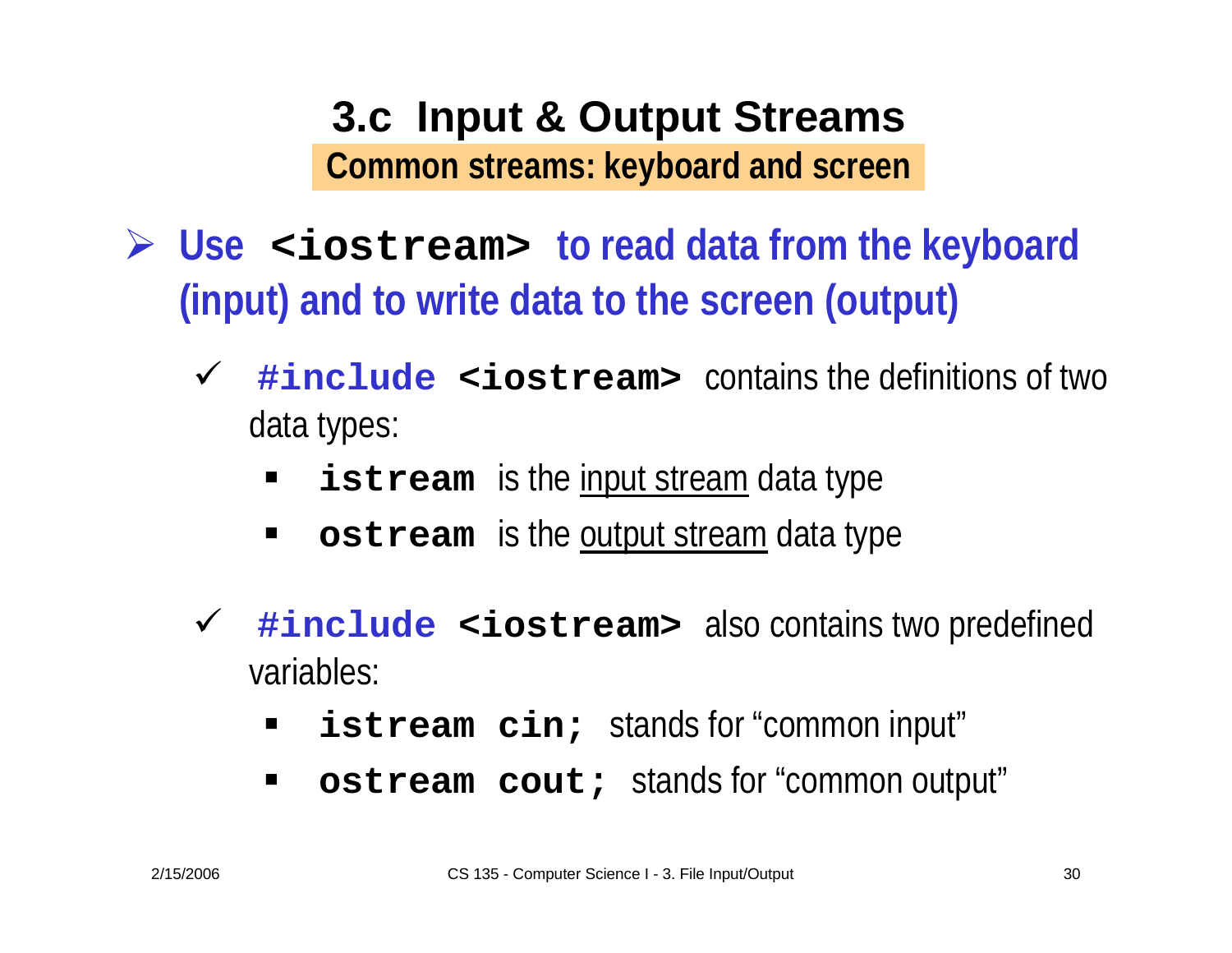# 3.c Input & Output Streams

## Common streams: keyboard and screen

- **Use `<iostream>` to read data from the keyboard (input) and to write data to the screen (output)**
  - ✓ `#include <iostream>` contains the definitions of two data types:
    - `istream` is the <u>input stream</u> data type
    - `ostream` is the <u>output stream</u> data type
  - ✓ `#include <iostream>` also contains two predefined variables:
    - `istream cin;` stands for "common input"
    - `ostream cout;` stands for "common output"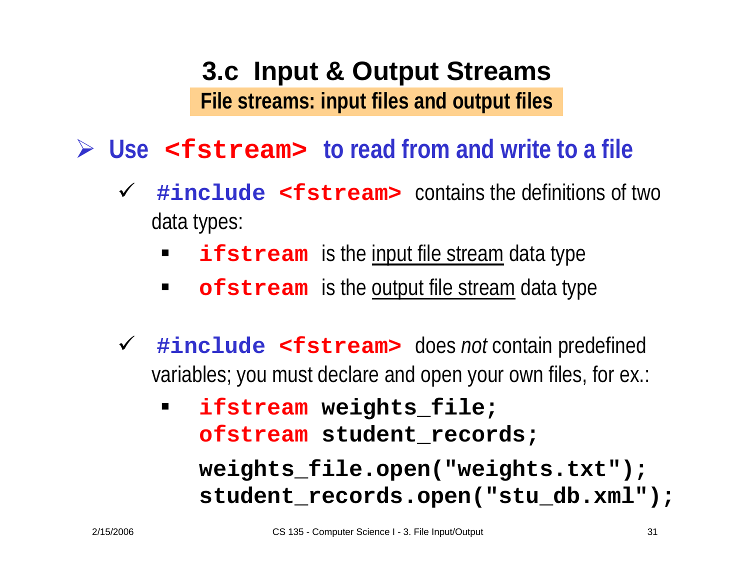# 3.c Input & Output Streams

## File streams: input files and output files

- **Use `<fstream>` to read from and write to a file**
  - ✓ `#include <fstream>` contains the definitions of two data types:
    - `ifstream` is the input file stream data type
    - `ofstream` is the output file stream data type
  - ✓ `#include <fstream>` does *not* contain predefined variables; you must declare and open your own files, for ex.:
    - ```
      ifstream weights_file;
      ofstream student_records;
      weights_file.open("weights.txt");
      student_records.open("stu_db.xml");
      ```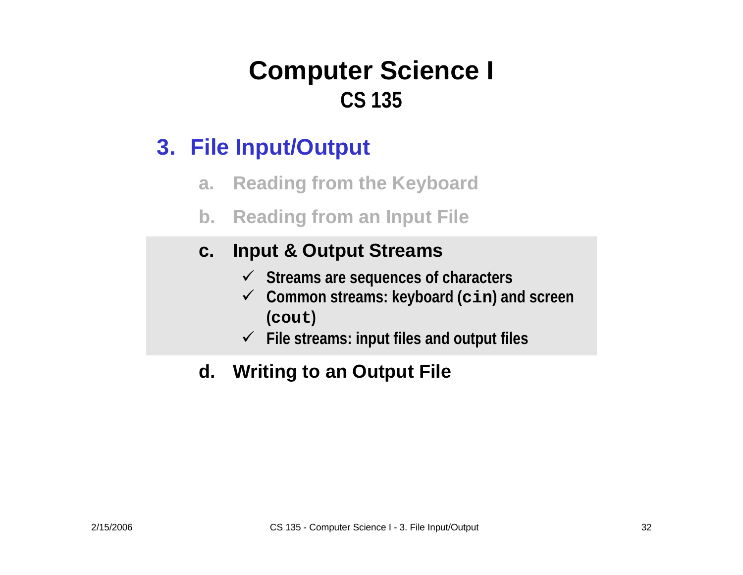# Computer Science I
## CS 135

## 3. File Input/Output

a. Reading from the Keyboard

b. Reading from an Input File

c. **Input & Output Streams**

- ✓ Streams are sequences of characters
- ✓ Common streams: keyboard (`cin`) and screen (`cout`)
- ✓ File streams: input files and output files

d. **Writing to an Output File**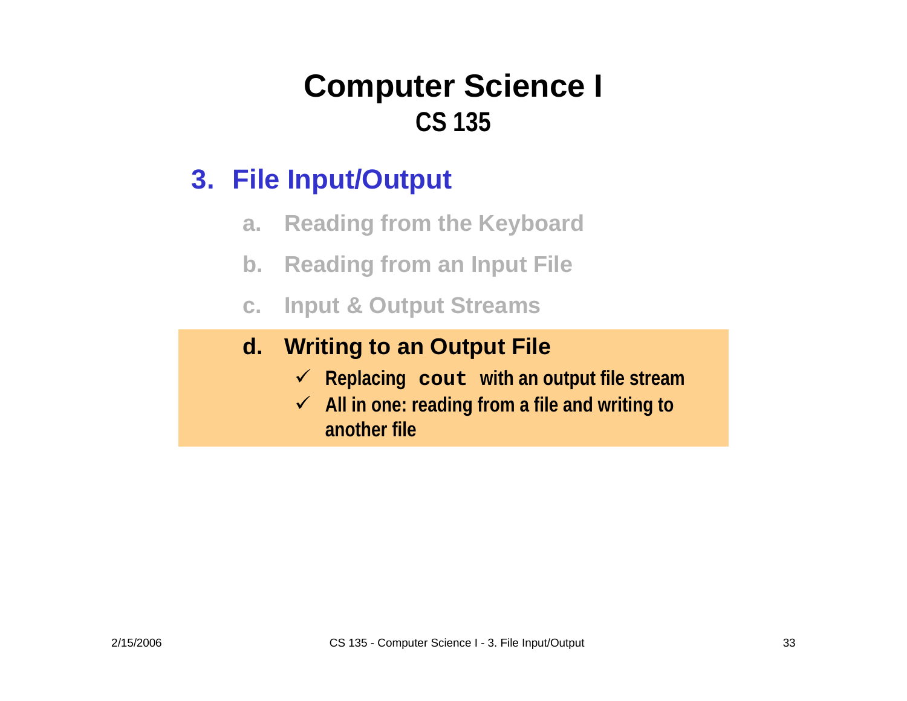# Computer Science I

## CS 135

### 3. File Input/Output

a. Reading from the Keyboard

b. Reading from an Input File

c. Input & Output Streams

d. **Writing to an Output File**

- ✓ Replacing `cout` with an output file stream
- ✓ All in one: reading from a file and writing to another file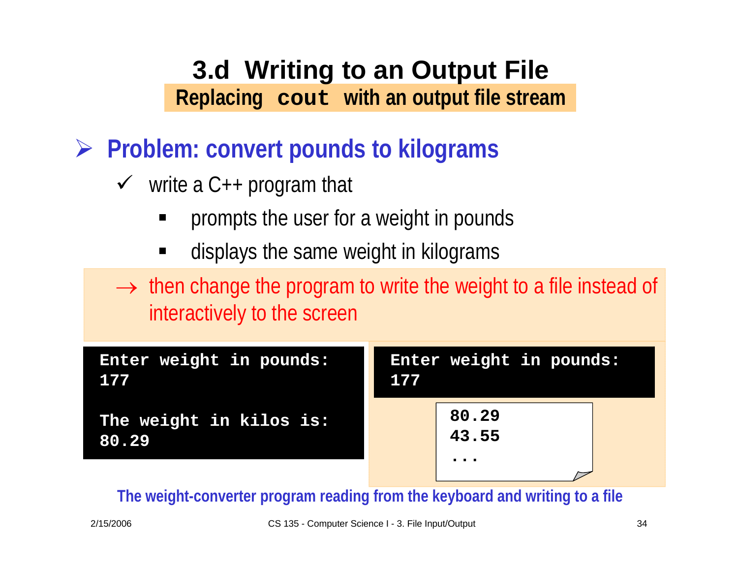# 3.d Writing to an Output File

## Replacing `cout` with an output file stream

- **Problem: convert pounds to kilograms**
  - write a C++ program that
    - prompts the user for a weight in pounds
    - displays the same weight in kilograms

→ then change the program to write the weight to a file instead of interactively to the screen

```
Enter weight in pounds:
177

The weight in kilos is:
80.29
```

```
Enter weight in pounds:
177
```

```
80.29
43.55
...
```

**The weight-converter program reading from the keyboard and writing to a file**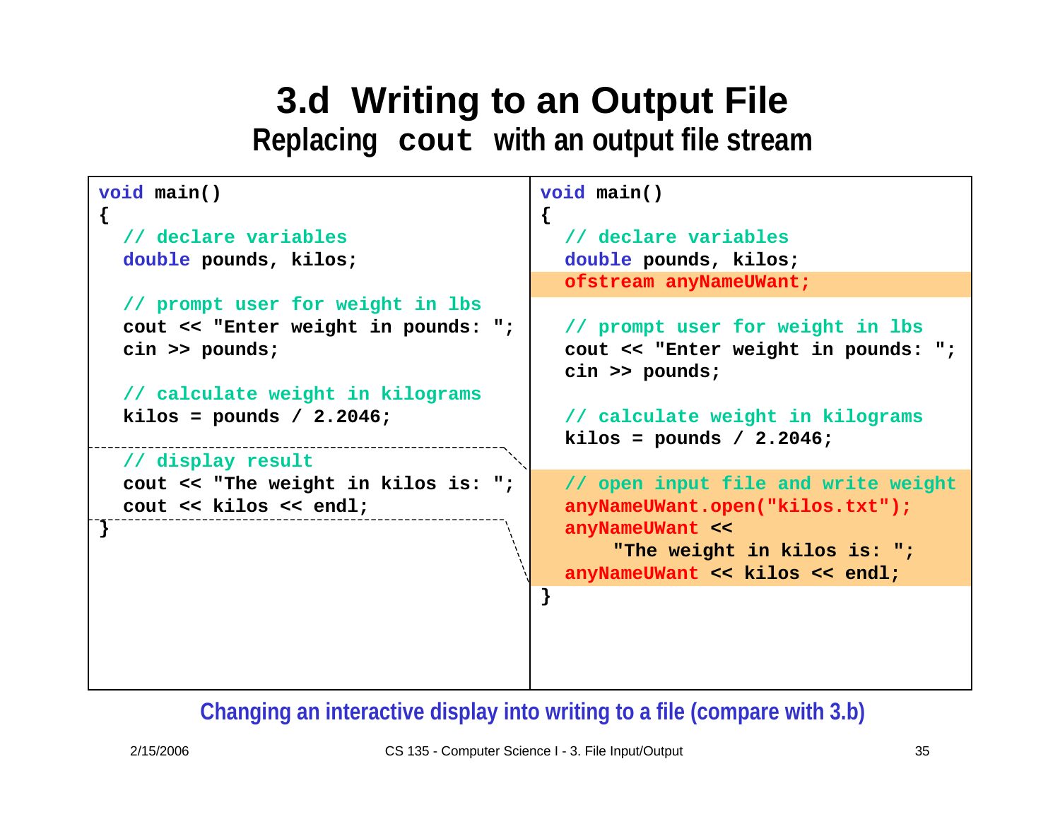# 3.d Writing to an Output File

## Replacing `cout` with an output file stream

```
void main()
{
  // declare variables
  double pounds, kilos;

  // prompt user for weight in lbs
  cout << "Enter weight in pounds: ";
  cin >> pounds;

  // calculate weight in kilograms
  kilos = pounds / 2.2046;

  // display result
  cout << "The weight in kilos is: ";
  cout << kilos << endl;
}
```

```
void main()
{
  // declare variables
  double pounds, kilos;
  ofstream anyNameUWant;

  // prompt user for weight in lbs
  cout << "Enter weight in pounds: ";
  cin >> pounds;

  // calculate weight in kilograms
  kilos = pounds / 2.2046;

  // open input file and write weight
  anyNameUWant.open("kilos.txt");
  anyNameUWant <<
      "The weight in kilos is: ";
  anyNameUWant << kilos << endl;
}
```

Changing an interactive display into writing to a file (compare with 3.b)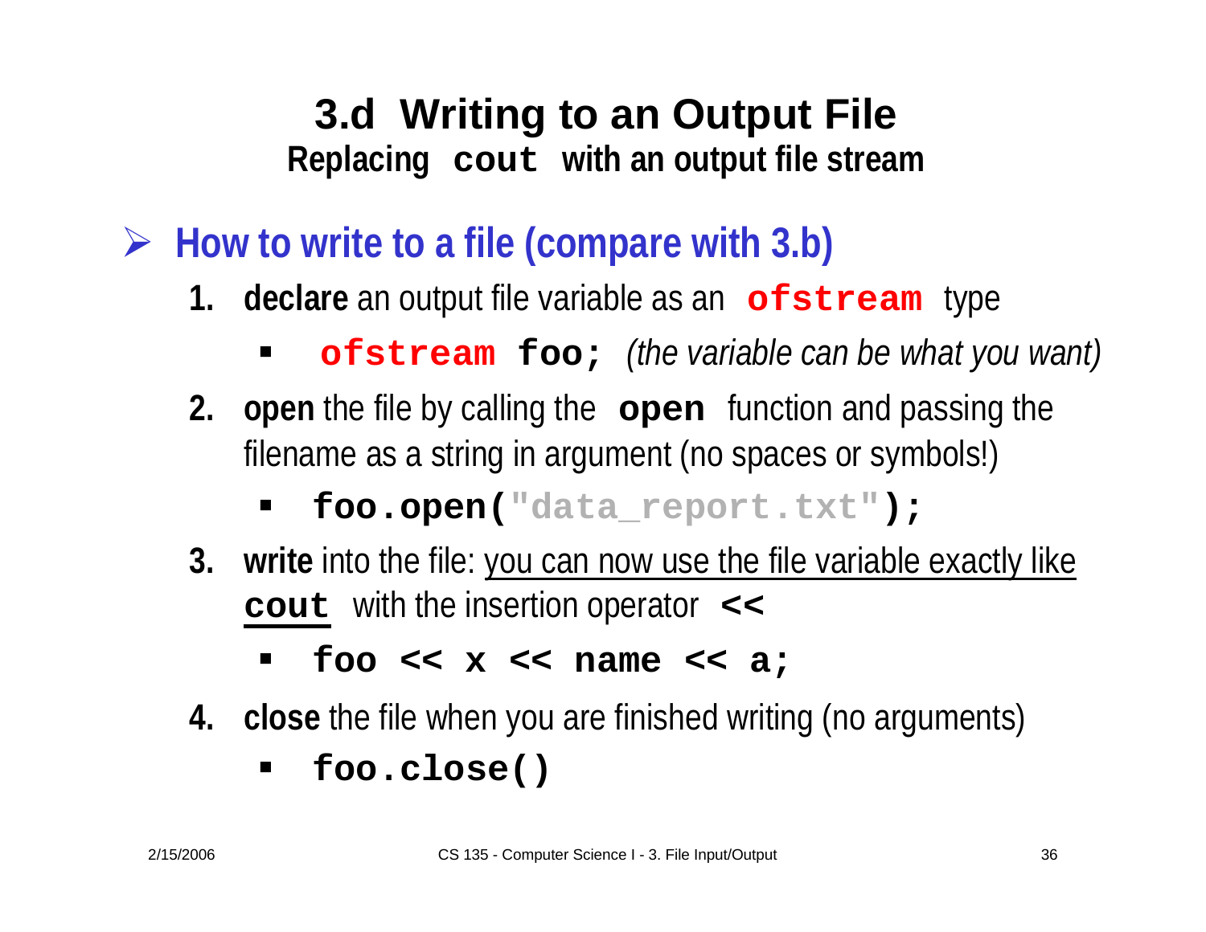## 3.d Writing to an Output File

**Replacing `cout` with an output file stream**

- **How to write to a file (compare with 3.b)**

1. **declare** an output file variable as an `ofstream` type
   - `ofstream foo;` *(the variable can be what you want)*
2. **open** the file by calling the `open` function and passing the filename as a string in argument (no spaces or symbols!)
   - `foo.open("data_report.txt");`
3. **write** into the file: you can now use the file variable exactly like `cout` with the insertion operator `<<`
   - `foo << x << name << a;`
4. **close** the file when you are finished writing (no arguments)
   - `foo.close()`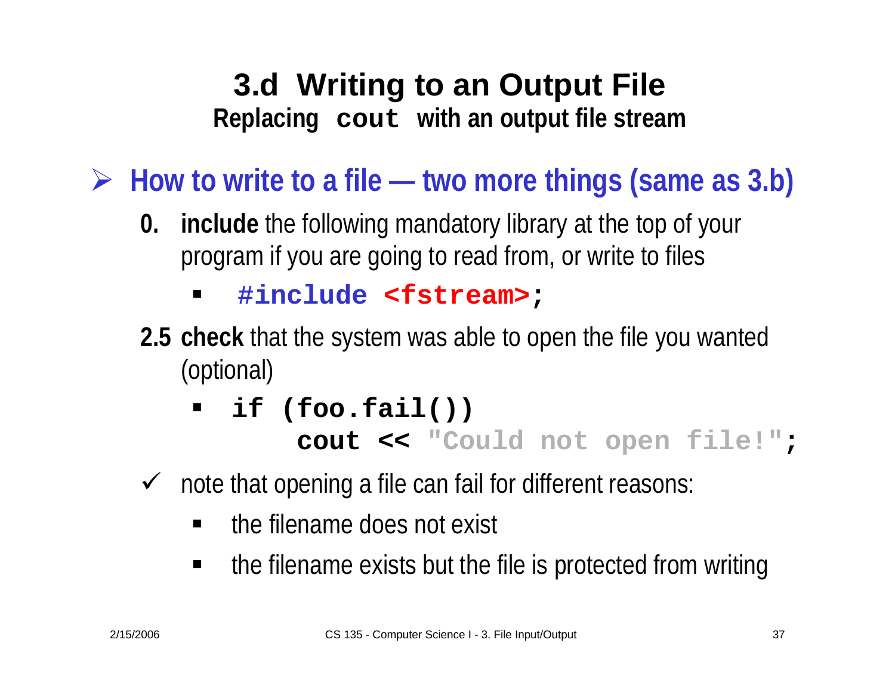# 3.d Writing to an Output File

## Replacing `cout` with an output file stream

- **How to write to a file — two more things (same as 3.b)**

  **0. include** the following mandatory library at the top of your program if you are going to read from, or write to files

  - ```
    #include <fstream>;
    ```

  **2.5 check** that the system was able to open the file you wanted (optional)

  - ```
    if (foo.fail())
        cout << "Could not open file!";
    ```

  ✓ note that opening a file can fail for different reasons:

  - the filename does not exist
  - the filename exists but the file is protected from writing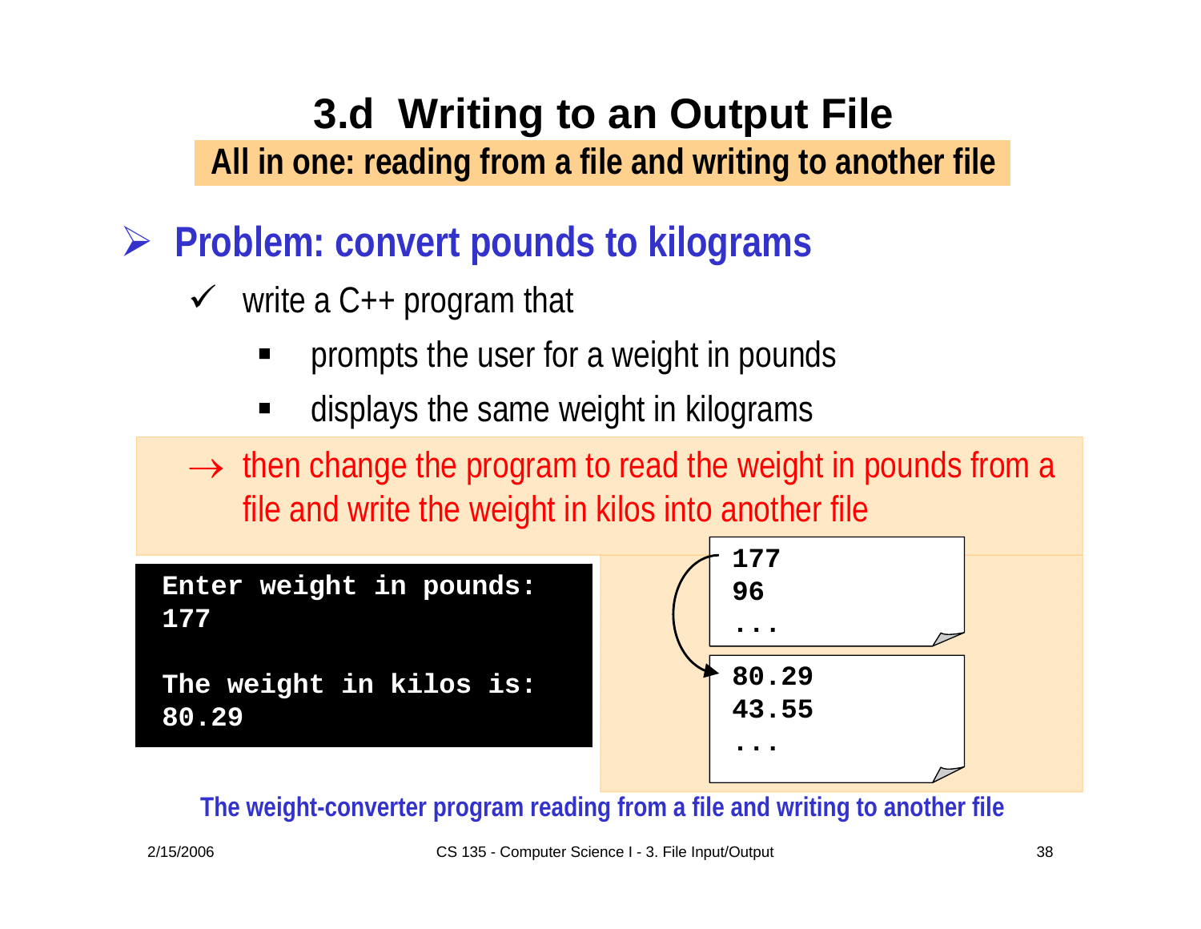# 3.d Writing to an Output File

**All in one: reading from a file and writing to another file**

## ➢ Problem: convert pounds to kilograms

- ✓ write a C++ program that
  - prompts the user for a weight in pounds
  - displays the same weight in kilograms

→ then change the program to read the weight in pounds from a file and write the weight in kilos into another file

```
Enter weight in pounds:
177

The weight in kilos is:
80.29
```

```
177
96
...
```

```
80.29
43.55
...
```

**The weight-converter program reading from a file and writing to another file**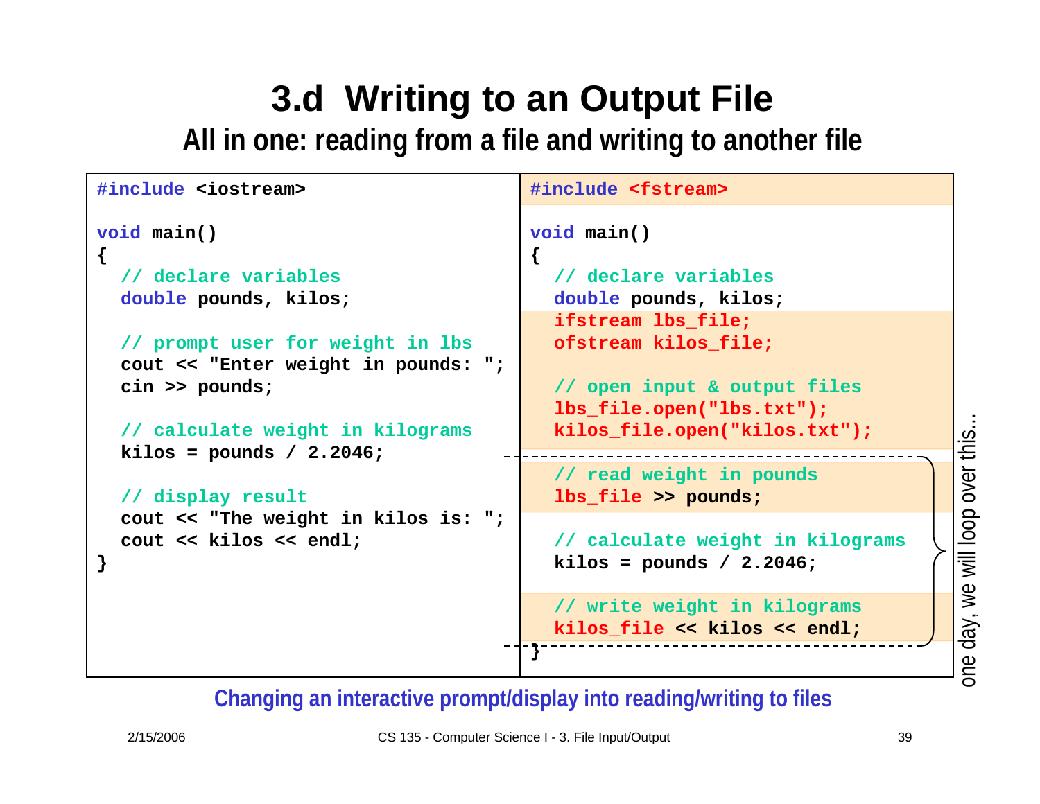# 3.d Writing to an Output File

## All in one: reading from a file and writing to another file

```cpp
#include <iostream>

void main()
{
  // declare variables
  double pounds, kilos;

  // prompt user for weight in lbs
  cout << "Enter weight in pounds: ";
  cin >> pounds;

  // calculate weight in kilograms
  kilos = pounds / 2.2046;

  // display result
  cout << "The weight in kilos is: ";
  cout << kilos << endl;
}
```

```cpp
#include <fstream>

void main()
{
  // declare variables
  double pounds, kilos;
  ifstream lbs_file;
  ofstream kilos_file;

  // open input & output files
  lbs_file.open("lbs.txt");
  kilos_file.open("kilos.txt");

  // read weight in pounds
  lbs_file >> pounds;

  // calculate weight in kilograms
  kilos = pounds / 2.2046;

  // write weight in kilograms
  kilos_file << kilos << endl;
}
```

one day, we will loop over this...

**Changing an interactive prompt/display into reading/writing to files**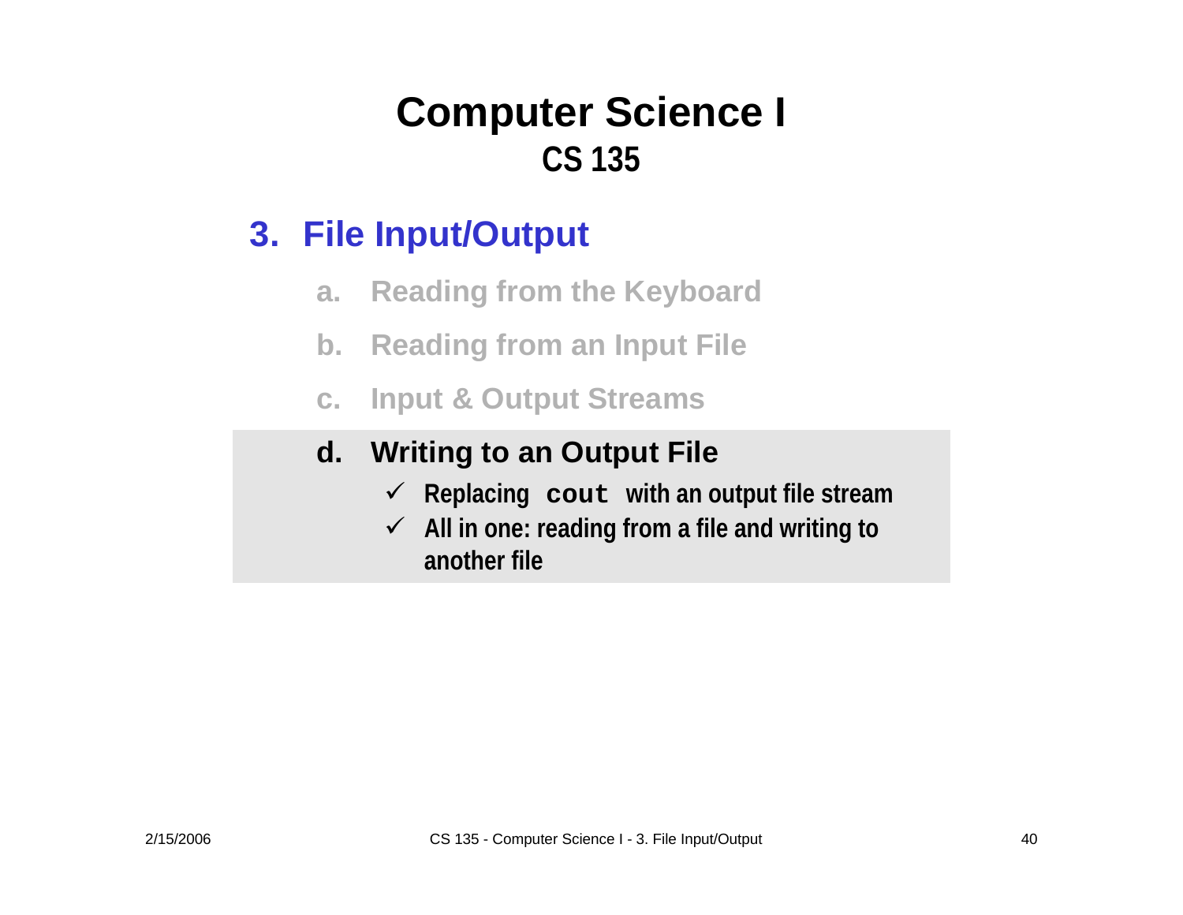# Computer Science I

## CS 135

### 3. File Input/Output

a. Reading from the Keyboard

b. Reading from an Input File

c. Input & Output Streams

**d. Writing to an Output File**

- ✓ **Replacing `cout` with an output file stream**
- ✓ **All in one: reading from a file and writing to another file**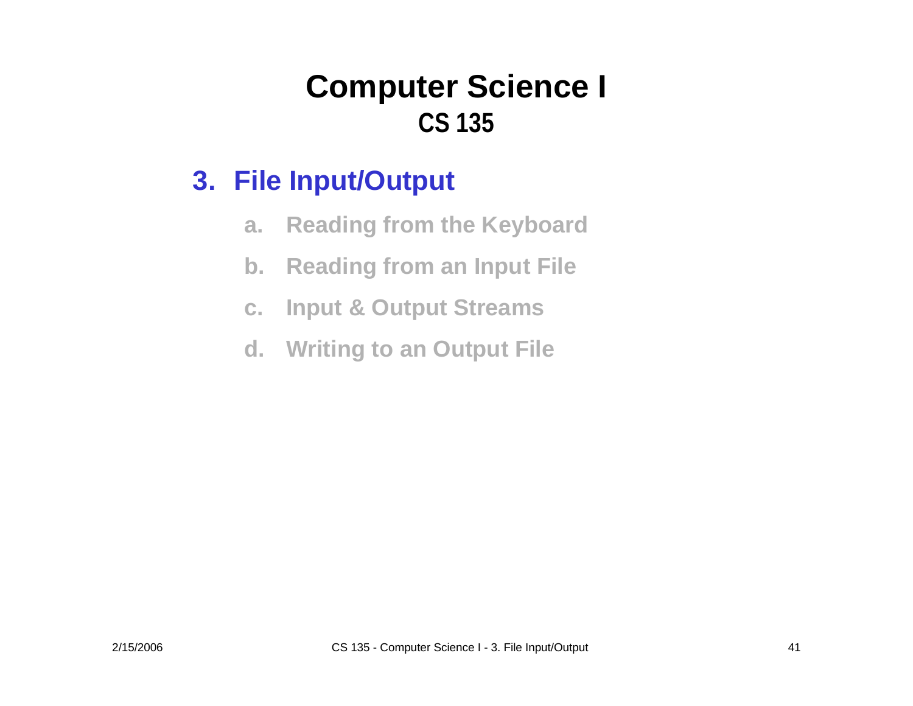# Computer Science I
## CS 135

### 3. File Input/Output

a. Reading from the Keyboard

b. Reading from an Input File

c. Input & Output Streams

d. Writing to an Output File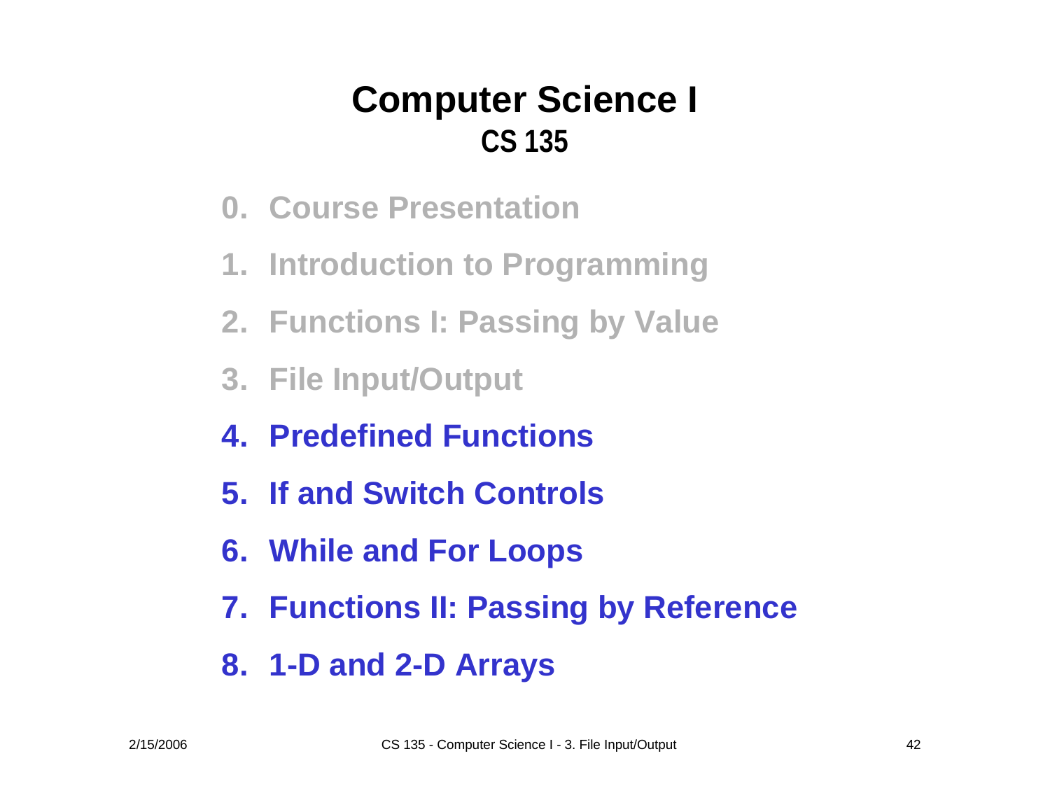# Computer Science I
## CS 135

0. Course Presentation
1. Introduction to Programming
2. Functions I: Passing by Value
3. File Input/Output
4. **Predefined Functions**
5. **If and Switch Controls**
6. **While and For Loops**
7. **Functions II: Passing by Reference**
8. **1-D and 2-D Arrays**